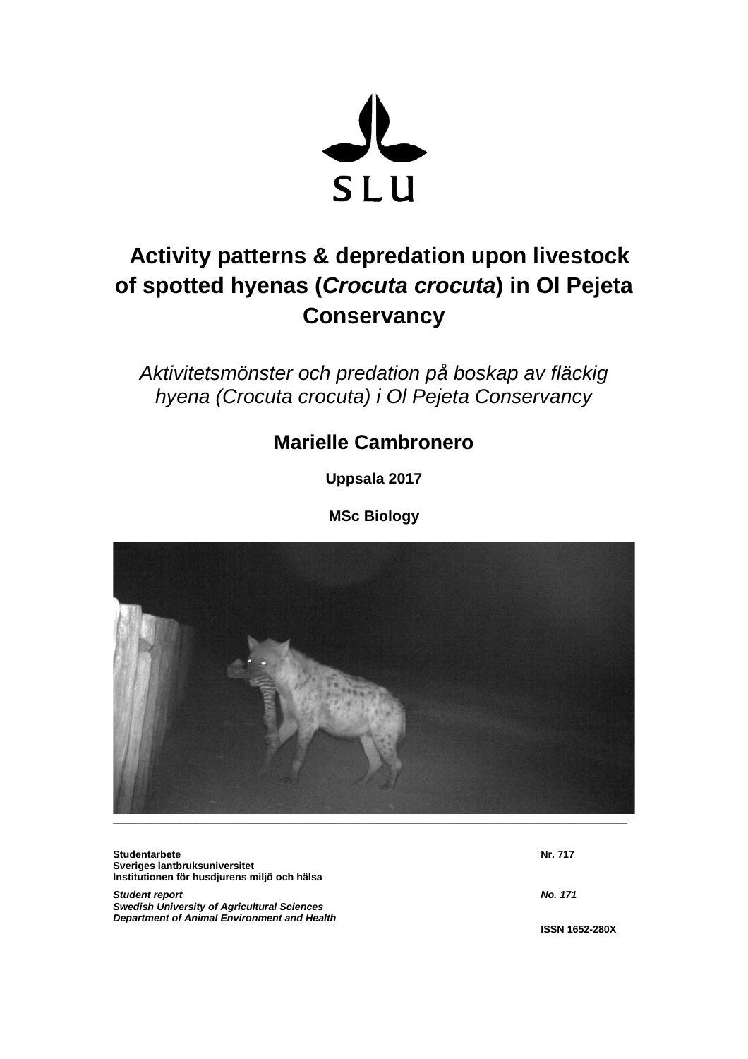SLU

# Activity patterns & depredation upon livestock of spotted hyenas (*Crocuta crocuta*) in Ol Pejeta Conservancy

*Aktivitetsmönster och predation på boskap av fläckig hyena (Crocuta crocuta) i Ol Pejeta Conservancy*

## Marielle Cambronero

**Uppsala 2017**

**MSc Biology**

---

**Studentarbete**
**Sveriges lantbruksuniversitet**
**Institutionen för husdjurens miljö och hälsa**

**Nr. 717**

***Student report***
***Swedish University of Agricultural Sciences***
***Department of Animal Environment and Health***

***No. 171***

**ISSN 1652-280X**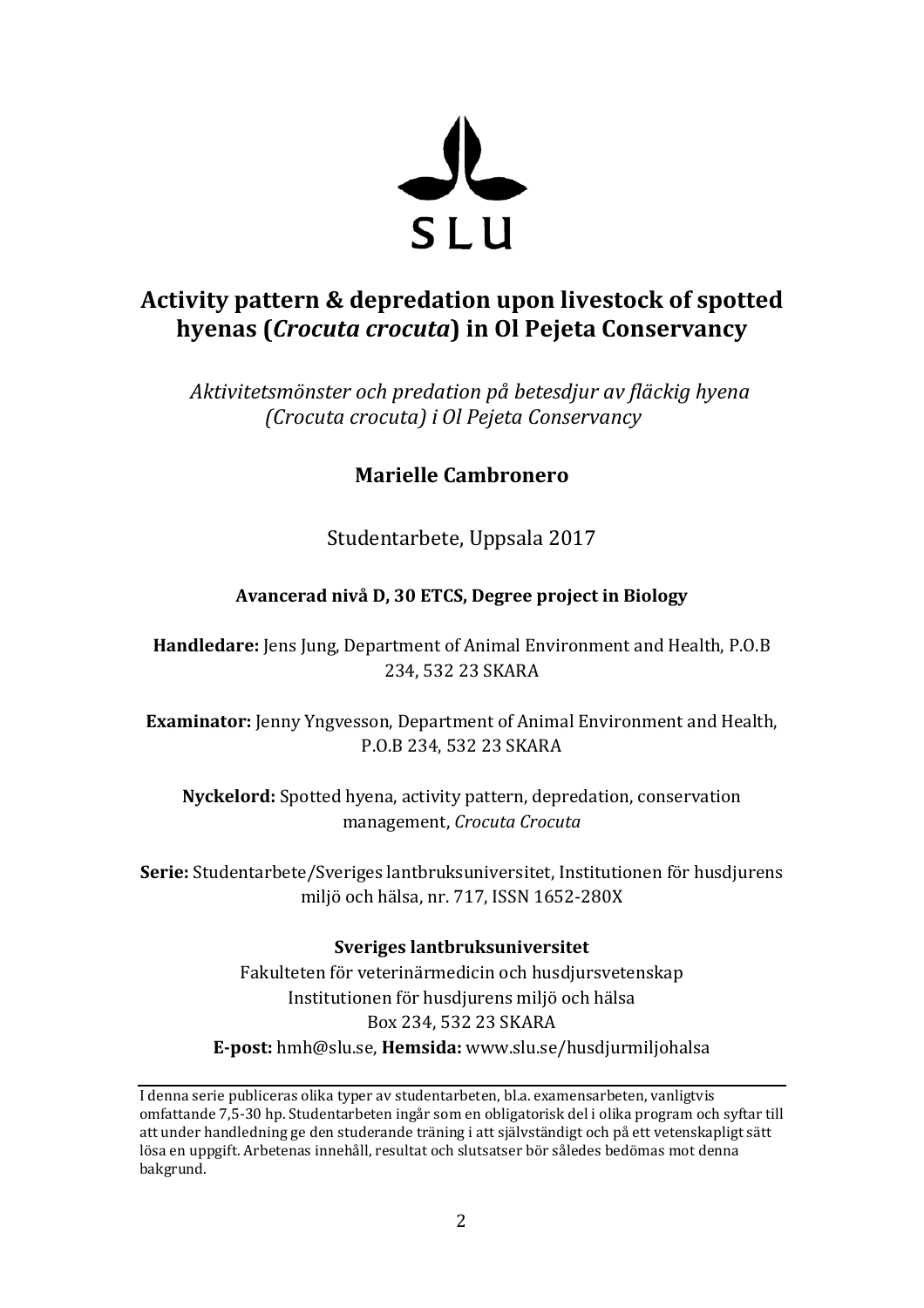SLU

# Activity pattern & depredation upon livestock of spotted hyenas (*Crocuta crocuta*) in Ol Pejeta Conservancy

*Aktivitetsmönster och predation på betesdjur av fläckig hyena (Crocuta crocuta) i Ol Pejeta Conservancy*

**Marielle Cambronero**

Studentarbete, Uppsala 2017

**Avancerad nivå D, 30 ETCS, Degree project in Biology**

**Handledare:** Jens Jung, Department of Animal Environment and Health, P.O.B 234, 532 23 SKARA

**Examinator:** Jenny Yngvesson, Department of Animal Environment and Health, P.O.B 234, 532 23 SKARA

**Nyckelord:** Spotted hyena, activity pattern, depredation, conservation management, *Crocuta Crocuta*

**Serie:** Studentarbete/Sveriges lantbruksuniversitet, Institutionen för husdjurens miljö och hälsa, nr. 717, ISSN 1652-280X

**Sveriges lantbruksuniversitet**
Fakulteten för veterinärmedicin och husdjursvetenskap
Institutionen för husdjurens miljö och hälsa
Box 234, 532 23 SKARA
**E-post:** hmh@slu.se, **Hemsida:** www.slu.se/husdjurmiljohalsa

---

I denna serie publiceras olika typer av studentarbeten, bl.a. examensarbeten, vanligtvis omfattande 7,5-30 hp. Studentarbeten ingår som en obligatorisk del i olika program och syftar till att under handledning ge den studerande träning i att självständigt och på ett vetenskapligt sätt lösa en uppgift. Arbetenas innehåll, resultat och slutsatser bör således bedömas mot denna bakgrund.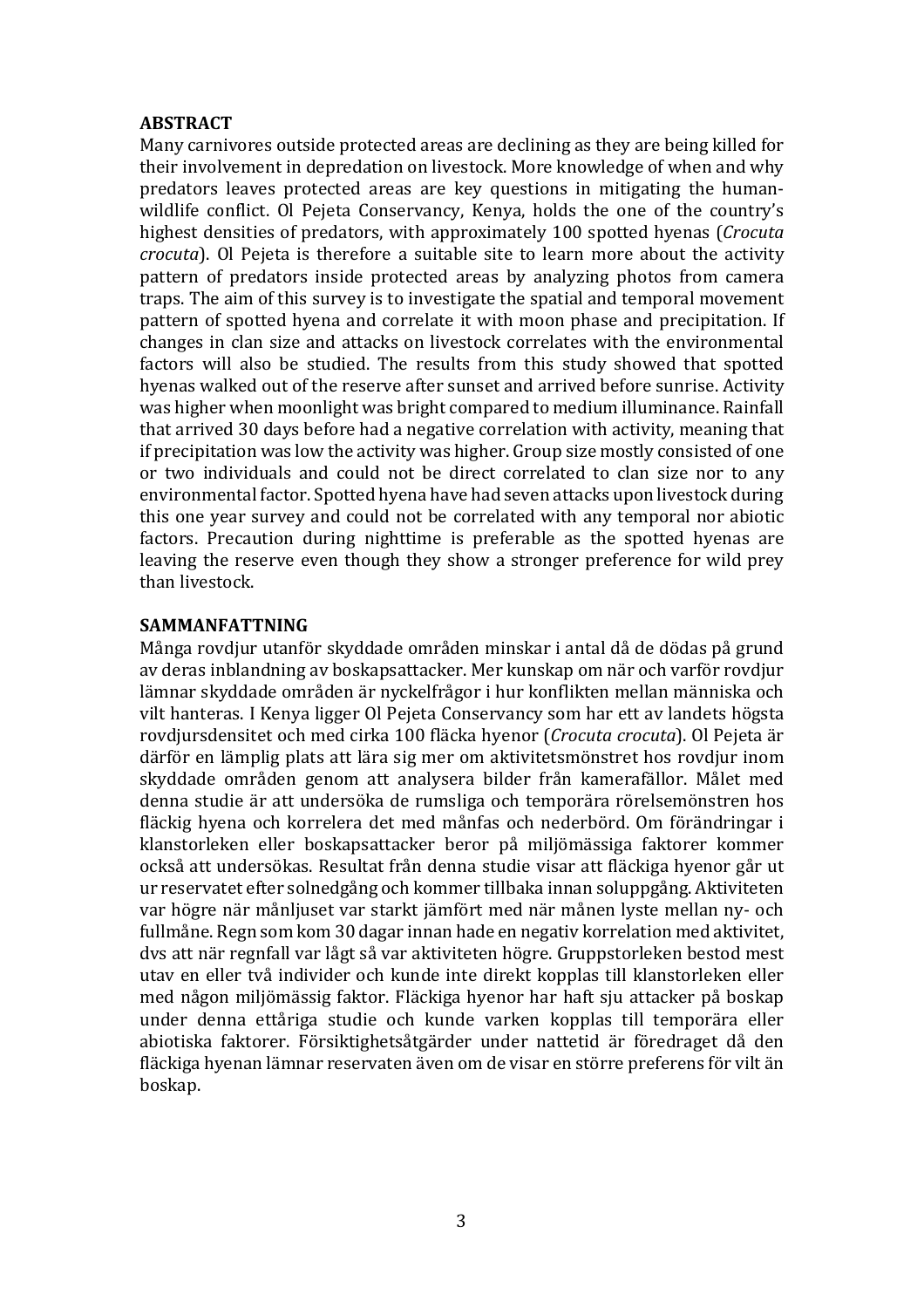## ABSTRACT

Many carnivores outside protected areas are declining as they are being killed for their involvement in depredation on livestock. More knowledge of when and why predators leaves protected areas are key questions in mitigating the human-wildlife conflict. Ol Pejeta Conservancy, Kenya, holds the one of the country's highest densities of predators, with approximately 100 spotted hyenas (*Crocuta crocuta*). Ol Pejeta is therefore a suitable site to learn more about the activity pattern of predators inside protected areas by analyzing photos from camera traps. The aim of this survey is to investigate the spatial and temporal movement pattern of spotted hyena and correlate it with moon phase and precipitation. If changes in clan size and attacks on livestock correlates with the environmental factors will also be studied. The results from this study showed that spotted hyenas walked out of the reserve after sunset and arrived before sunrise. Activity was higher when moonlight was bright compared to medium illuminance. Rainfall that arrived 30 days before had a negative correlation with activity, meaning that if precipitation was low the activity was higher. Group size mostly consisted of one or two individuals and could not be direct correlated to clan size nor to any environmental factor. Spotted hyena have had seven attacks upon livestock during this one year survey and could not be correlated with any temporal nor abiotic factors. Precaution during nighttime is preferable as the spotted hyenas are leaving the reserve even though they show a stronger preference for wild prey than livestock.

## SAMMANFATTNING

Många rovdjur utanför skyddade områden minskar i antal då de dödas på grund av deras inblandning av boskapsattacker. Mer kunskap om när och varför rovdjur lämnar skyddade områden är nyckelfrågor i hur konflikten mellan människa och vilt hanteras. I Kenya ligger Ol Pejeta Conservancy som har ett av landets högsta rovdjursdensitet och med cirka 100 fläcka hyenor (*Crocuta crocuta*). Ol Pejeta är därför en lämplig plats att lära sig mer om aktivitetsmönstret hos rovdjur inom skyddade områden genom att analysera bilder från kamerafällor. Målet med denna studie är att undersöka de rumsliga och temporära rörelsemönstren hos fläckig hyena och korrelera det med månfas och nederbörd. Om förändringar i klanstorleken eller boskapsattacker beror på miljömässiga faktorer kommer också att undersökas. Resultat från denna studie visar att fläckiga hyenor går ut ur reservatet efter solnedgång och kommer tillbaka innan soluppgång. Aktiviteten var högre när månljuset var starkt jämfört med när månen lyste mellan ny- och fullmåne. Regn som kom 30 dagar innan hade en negativ korrelation med aktivitet, dvs att när regnfall var lågt så var aktiviteten högre. Gruppstorleken bestod mest utav en eller två individer och kunde inte direkt kopplas till klanstorleken eller med någon miljömässig faktor. Fläckiga hyenor har haft sju attacker på boskap under denna ettåriga studie och kunde varken kopplas till temporära eller abiotiska faktorer. Försiktighetsåtgärder under nattetid är föredraget då den fläckiga hyenan lämnar reservaten även om de visar en större preferens för vilt än boskap.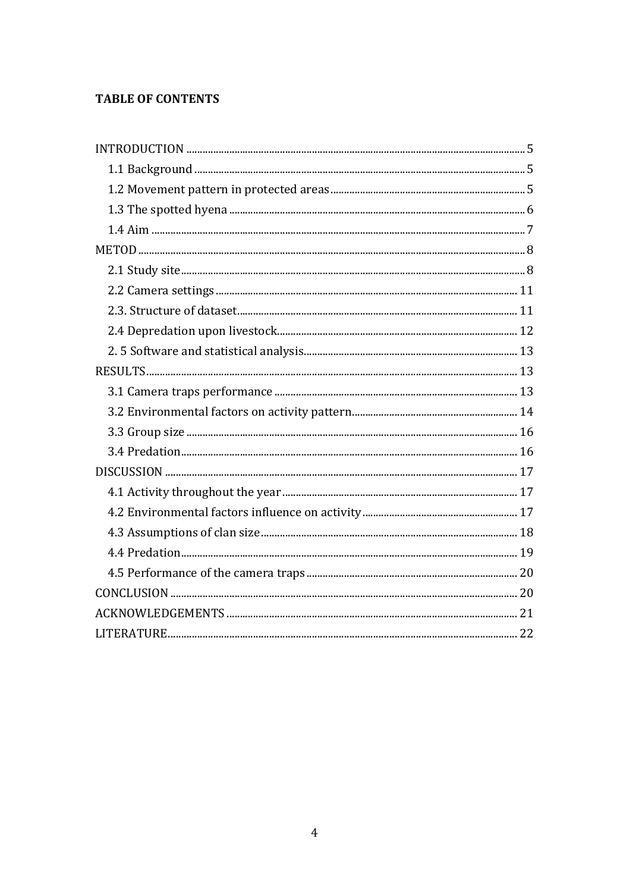**TABLE OF CONTENTS**

INTRODUCTION ........................................................................................................................ 5
  1.1 Background ....................................................................................................................... 5
  1.2 Movement pattern in protected areas ........................................................................ 5
  1.3 The spotted hyena ........................................................................................................... 6
  1.4 Aim ...................................................................................................................................... 7
METOD .......................................................................................................................................... 8
  2.1 Study site ........................................................................................................................... 8
  2.2 Camera settings .............................................................................................................. 11
  2.3. Structure of dataset ...................................................................................................... 11
  2.4 Depredation upon livestock ......................................................................................... 12
  2. 5 Software and statistical analysis ................................................................................ 13
RESULTS ...................................................................................................................................... 13
  3.1 Camera traps performance ......................................................................................... 13
  3.2 Environmental factors on activity pattern ................................................................ 14
  3.3 Group size ....................................................................................................................... 16
  3.4 Predation ......................................................................................................................... 16
DISCUSSION ............................................................................................................................... 17
  4.1 Activity throughout the year ....................................................................................... 17
  4.2 Environmental factors influence on activity ............................................................ 17
  4.3 Assumptions of clan size .............................................................................................. 18
  4.4 Predation ......................................................................................................................... 19
  4.5 Performance of the camera traps .............................................................................. 20
CONCLUSION .............................................................................................................................. 20
ACKNOWLEDGEMENTS .......................................................................................................... 21
LITERATURE ............................................................................................................................... 22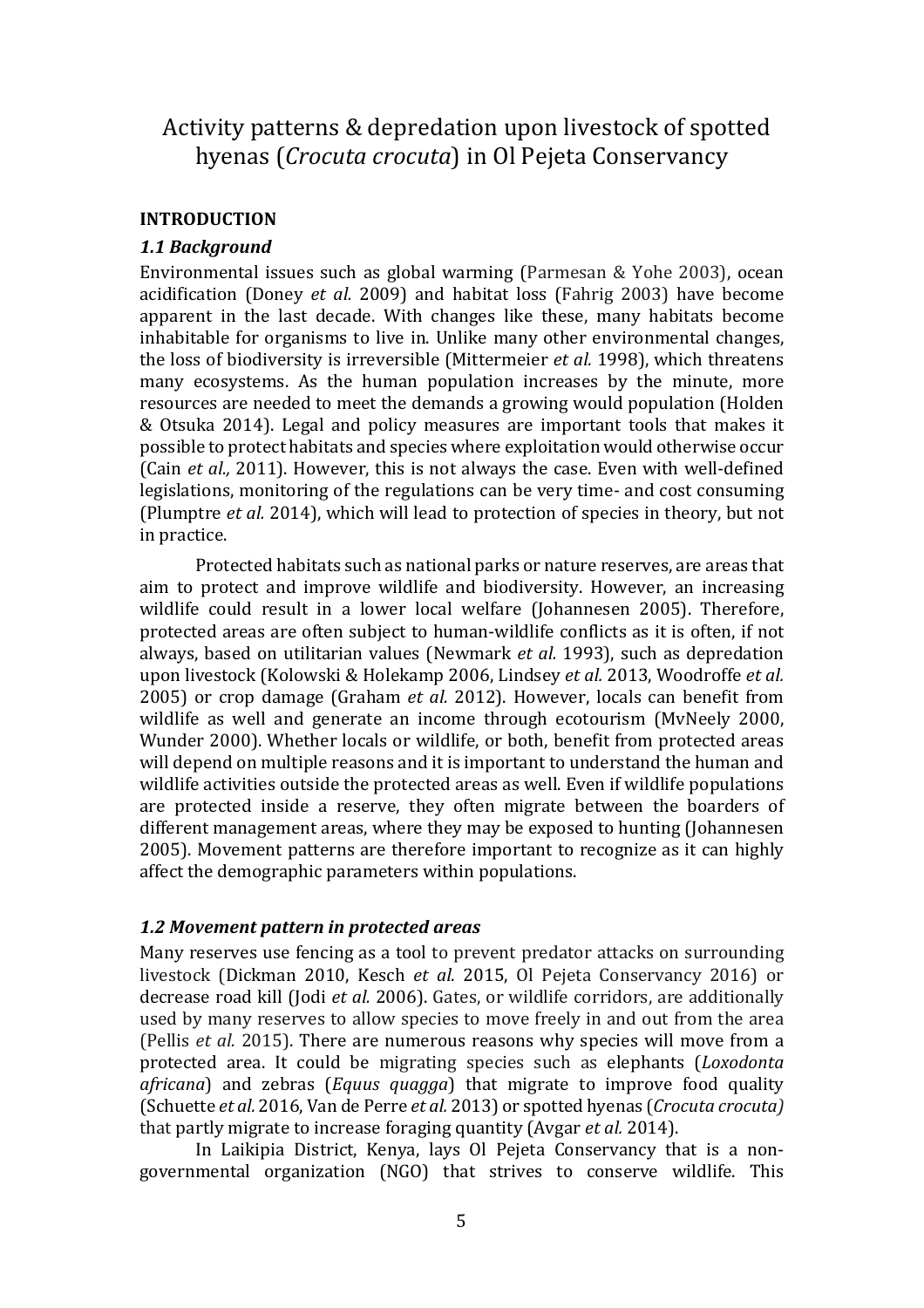# Activity patterns & depredation upon livestock of spotted hyenas (*Crocuta crocuta*) in Ol Pejeta Conservancy

## INTRODUCTION

### *1.1 Background*

Environmental issues such as global warming (Parmesan & Yohe 2003), ocean acidification (Doney *et al.* 2009) and habitat loss (Fahrig 2003) have become apparent in the last decade. With changes like these, many habitats become inhabitable for organisms to live in. Unlike many other environmental changes, the loss of biodiversity is irreversible (Mittermeier *et al.* 1998), which threatens many ecosystems. As the human population increases by the minute, more resources are needed to meet the demands a growing would population (Holden & Otsuka 2014). Legal and policy measures are important tools that makes it possible to protect habitats and species where exploitation would otherwise occur (Cain *et al.,* 2011). However, this is not always the case. Even with well-defined legislations, monitoring of the regulations can be very time- and cost consuming (Plumptre *et al.* 2014), which will lead to protection of species in theory, but not in practice.

Protected habitats such as national parks or nature reserves, are areas that aim to protect and improve wildlife and biodiversity. However, an increasing wildlife could result in a lower local welfare (Johannesen 2005). Therefore, protected areas are often subject to human-wildlife conflicts as it is often, if not always, based on utilitarian values (Newmark *et al.* 1993), such as depredation upon livestock (Kolowski & Holekamp 2006, Lindsey *et al.* 2013, Woodroffe *et al.* 2005) or crop damage (Graham *et al.* 2012). However, locals can benefit from wildlife as well and generate an income through ecotourism (MvNeely 2000, Wunder 2000). Whether locals or wildlife, or both, benefit from protected areas will depend on multiple reasons and it is important to understand the human and wildlife activities outside the protected areas as well. Even if wildlife populations are protected inside a reserve, they often migrate between the boarders of different management areas, where they may be exposed to hunting (Johannesen 2005). Movement patterns are therefore important to recognize as it can highly affect the demographic parameters within populations.

### *1.2 Movement pattern in protected areas*

Many reserves use fencing as a tool to prevent predator attacks on surrounding livestock (Dickman 2010, Kesch *et al.* 2015, Ol Pejeta Conservancy 2016) or decrease road kill (Jodi *et al.* 2006). Gates, or wildlife corridors, are additionally used by many reserves to allow species to move freely in and out from the area (Pellis *et al.* 2015). There are numerous reasons why species will move from a protected area. It could be migrating species such as elephants (*Loxodonta africana*) and zebras (*Equus quagga*) that migrate to improve food quality (Schuette *et al.* 2016, Van de Perre *et al.* 2013) or spotted hyenas (*Crocuta crocuta)* that partly migrate to increase foraging quantity (Avgar *et al.* 2014).

In Laikipia District, Kenya, lays Ol Pejeta Conservancy that is a non-governmental organization (NGO) that strives to conserve wildlife. This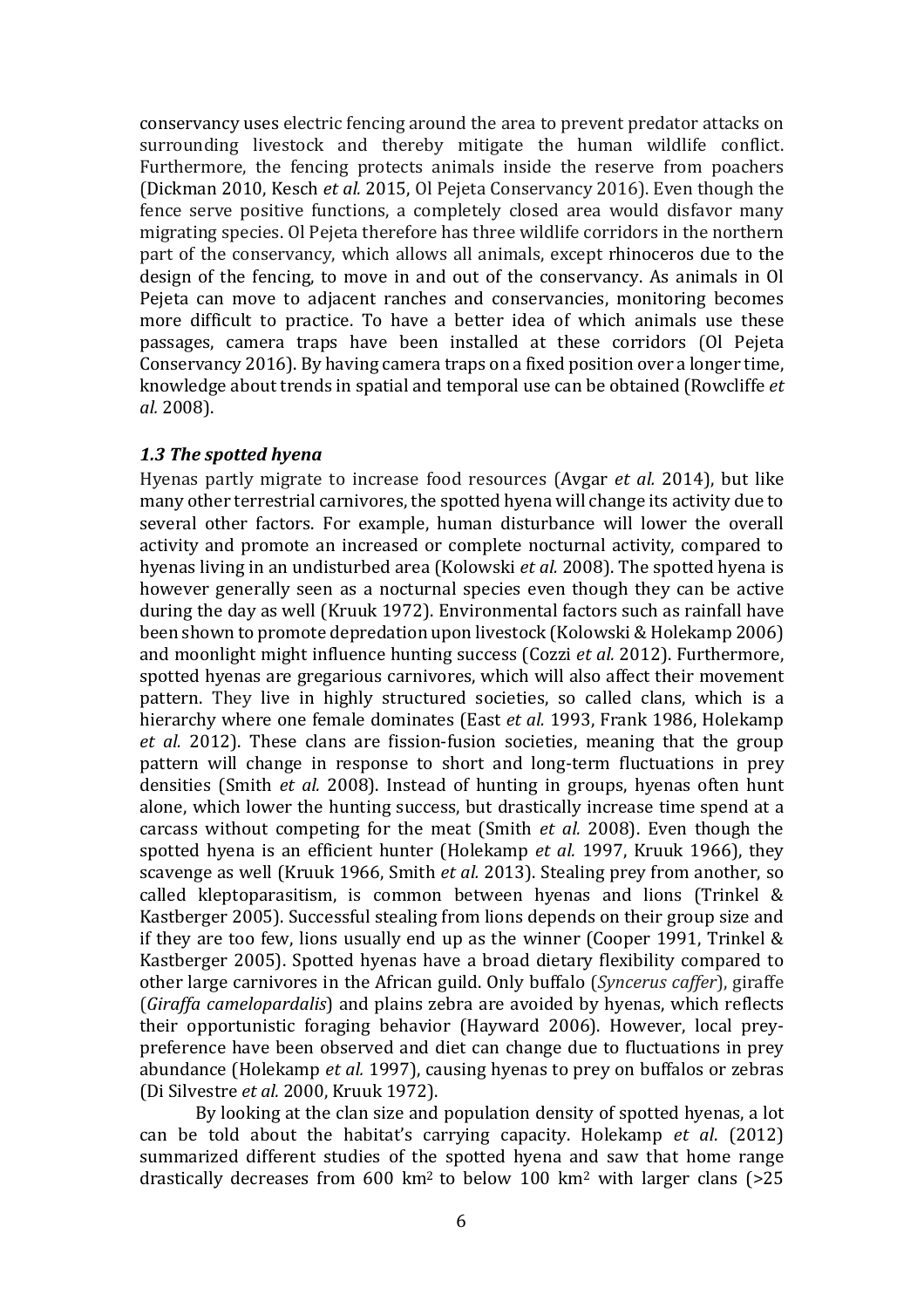conservancy uses electric fencing around the area to prevent predator attacks on surrounding livestock and thereby mitigate the human wildlife conflict. Furthermore, the fencing protects animals inside the reserve from poachers (Dickman 2010, Kesch *et al.* 2015, Ol Pejeta Conservancy 2016). Even though the fence serve positive functions, a completely closed area would disfavor many migrating species. Ol Pejeta therefore has three wildlife corridors in the northern part of the conservancy, which allows all animals, except rhinoceros due to the design of the fencing, to move in and out of the conservancy. As animals in Ol Pejeta can move to adjacent ranches and conservancies, monitoring becomes more difficult to practice. To have a better idea of which animals use these passages, camera traps have been installed at these corridors (Ol Pejeta Conservancy 2016). By having camera traps on a fixed position over a longer time, knowledge about trends in spatial and temporal use can be obtained (Rowcliffe *et al.* 2008).

### *1.3 The spotted hyena*

Hyenas partly migrate to increase food resources (Avgar *et al.* 2014), but like many other terrestrial carnivores, the spotted hyena will change its activity due to several other factors. For example, human disturbance will lower the overall activity and promote an increased or complete nocturnal activity, compared to hyenas living in an undisturbed area (Kolowski *et al.* 2008). The spotted hyena is however generally seen as a nocturnal species even though they can be active during the day as well (Kruuk 1972). Environmental factors such as rainfall have been shown to promote depredation upon livestock (Kolowski & Holekamp 2006) and moonlight might influence hunting success (Cozzi *et al.* 2012). Furthermore, spotted hyenas are gregarious carnivores, which will also affect their movement pattern. They live in highly structured societies, so called clans, which is a hierarchy where one female dominates (East *et al.* 1993, Frank 1986, Holekamp *et al.* 2012). These clans are fission-fusion societies, meaning that the group pattern will change in response to short and long-term fluctuations in prey densities (Smith *et al.* 2008). Instead of hunting in groups, hyenas often hunt alone, which lower the hunting success, but drastically increase time spend at a carcass without competing for the meat (Smith *et al.* 2008). Even though the spotted hyena is an efficient hunter (Holekamp *et al.* 1997, Kruuk 1966), they scavenge as well (Kruuk 1966, Smith *et al.* 2013). Stealing prey from another, so called kleptoparasitism, is common between hyenas and lions (Trinkel & Kastberger 2005). Successful stealing from lions depends on their group size and if they are too few, lions usually end up as the winner (Cooper 1991, Trinkel & Kastberger 2005). Spotted hyenas have a broad dietary flexibility compared to other large carnivores in the African guild. Only buffalo (*Syncerus caffer*), giraffe (*Giraffa camelopardalis*) and plains zebra are avoided by hyenas, which reflects their opportunistic foraging behavior (Hayward 2006). However, local prey-preference have been observed and diet can change due to fluctuations in prey abundance (Holekamp *et al.* 1997), causing hyenas to prey on buffalos or zebras (Di Silvestre *et al.* 2000, Kruuk 1972).

By looking at the clan size and population density of spotted hyenas, a lot can be told about the habitat's carrying capacity. Holekamp *et al*. (2012) summarized different studies of the spotted hyena and saw that home range drastically decreases from 600 $km^2$ to below 100 $km^2$ with larger clans (>25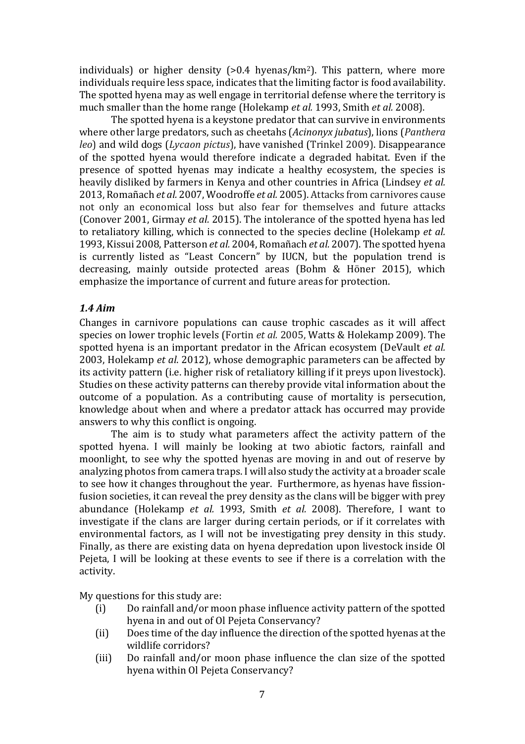individuals) or higher density (>0.4 hyenas/km$^2$). This pattern, where more individuals require less space, indicates that the limiting factor is food availability. The spotted hyena may as well engage in territorial defense where the territory is much smaller than the home range (Holekamp *et al.* 1993, Smith *et al.* 2008).

The spotted hyena is a keystone predator that can survive in environments where other large predators, such as cheetahs (*Acinonyx jubatus*), lions (*Panthera leo*) and wild dogs (*Lycaon pictus*), have vanished (Trinkel 2009). Disappearance of the spotted hyena would therefore indicate a degraded habitat. Even if the presence of spotted hyenas may indicate a healthy ecosystem, the species is heavily disliked by farmers in Kenya and other countries in Africa (Lindsey *et al.* 2013, Romañach *et al.* 2007, Woodroffe *et al.* 2005). Attacks from carnivores cause not only an economical loss but also fear for themselves and future attacks (Conover 2001, Girmay *et al.* 2015). The intolerance of the spotted hyena has led to retaliatory killing, which is connected to the species decline (Holekamp *et al.* 1993, Kissui 2008, Patterson *et al.* 2004, Romañach *et al.* 2007). The spotted hyena is currently listed as "Least Concern" by IUCN, but the population trend is decreasing, mainly outside protected areas (Bohm & Höner 2015), which emphasize the importance of current and future areas for protection.

### *1.4 Aim*

Changes in carnivore populations can cause trophic cascades as it will affect species on lower trophic levels (Fortin *et al.* 2005, Watts & Holekamp 2009). The spotted hyena is an important predator in the African ecosystem (DeVault *et al.* 2003, Holekamp *et al*. 2012), whose demographic parameters can be affected by its activity pattern (i.e. higher risk of retaliatory killing if it preys upon livestock). Studies on these activity patterns can thereby provide vital information about the outcome of a population. As a contributing cause of mortality is persecution, knowledge about when and where a predator attack has occurred may provide answers to why this conflict is ongoing.

The aim is to study what parameters affect the activity pattern of the spotted hyena. I will mainly be looking at two abiotic factors, rainfall and moonlight, to see why the spotted hyenas are moving in and out of reserve by analyzing photos from camera traps. I will also study the activity at a broader scale to see how it changes throughout the year. Furthermore, as hyenas have fission-fusion societies, it can reveal the prey density as the clans will be bigger with prey abundance (Holekamp *et al.* 1993, Smith *et al.* 2008). Therefore, I want to investigate if the clans are larger during certain periods, or if it correlates with environmental factors, as I will not be investigating prey density in this study. Finally, as there are existing data on hyena depredation upon livestock inside Ol Pejeta, I will be looking at these events to see if there is a correlation with the activity.

My questions for this study are:

(i) Do rainfall and/or moon phase influence activity pattern of the spotted hyena in and out of Ol Pejeta Conservancy?

(ii) Does time of the day influence the direction of the spotted hyenas at the wildlife corridors?

(iii) Do rainfall and/or moon phase influence the clan size of the spotted hyena within Ol Pejeta Conservancy?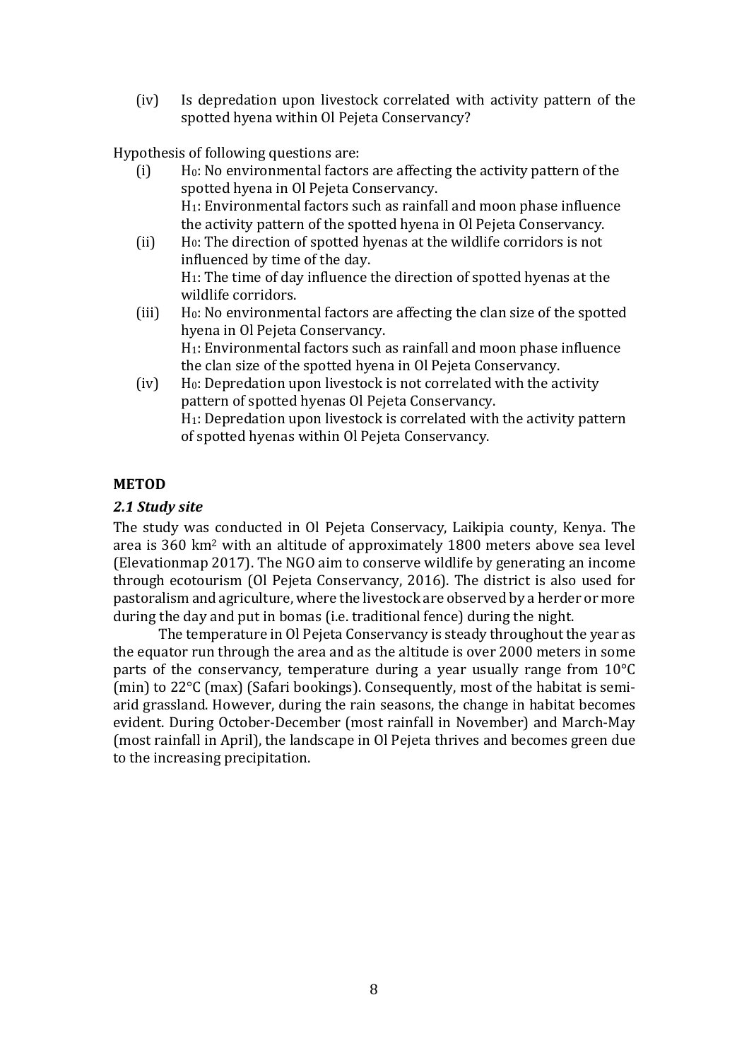(iv) Is depredation upon livestock correlated with activity pattern of the spotted hyena within Ol Pejeta Conservancy?

Hypothesis of following questions are:

(i) $H_0$: No environmental factors are affecting the activity pattern of the spotted hyena in Ol Pejeta Conservancy.
$H_1$: Environmental factors such as rainfall and moon phase influence the activity pattern of the spotted hyena in Ol Pejeta Conservancy.

(ii) $H_0$: The direction of spotted hyenas at the wildlife corridors is not influenced by time of the day.
$H_1$: The time of day influence the direction of spotted hyenas at the wildlife corridors.

(iii) $H_0$: No environmental factors are affecting the clan size of the spotted hyena in Ol Pejeta Conservancy.
$H_1$: Environmental factors such as rainfall and moon phase influence the clan size of the spotted hyena in Ol Pejeta Conservancy.

(iv) $H_0$: Depredation upon livestock is not correlated with the activity pattern of spotted hyenas Ol Pejeta Conservancy.
$H_1$: Depredation upon livestock is correlated with the activity pattern of spotted hyenas within Ol Pejeta Conservancy.

## METOD

### *2.1 Study site*

The study was conducted in Ol Pejeta Conservacy, Laikipia county, Kenya. The area is 360 km$^2$ with an altitude of approximately 1800 meters above sea level (Elevationmap 2017). The NGO aim to conserve wildlife by generating an income through ecotourism (Ol Pejeta Conservancy, 2016). The district is also used for pastoralism and agriculture, where the livestock are observed by a herder or more during the day and put in bomas (i.e. traditional fence) during the night.

The temperature in Ol Pejeta Conservancy is steady throughout the year as the equator run through the area and as the altitude is over 2000 meters in some parts of the conservancy, temperature during a year usually range from 10°C (min) to 22°C (max) (Safari bookings). Consequently, most of the habitat is semi-arid grassland. However, during the rain seasons, the change in habitat becomes evident. During October-December (most rainfall in November) and March-May (most rainfall in April), the landscape in Ol Pejeta thrives and becomes green due to the increasing precipitation.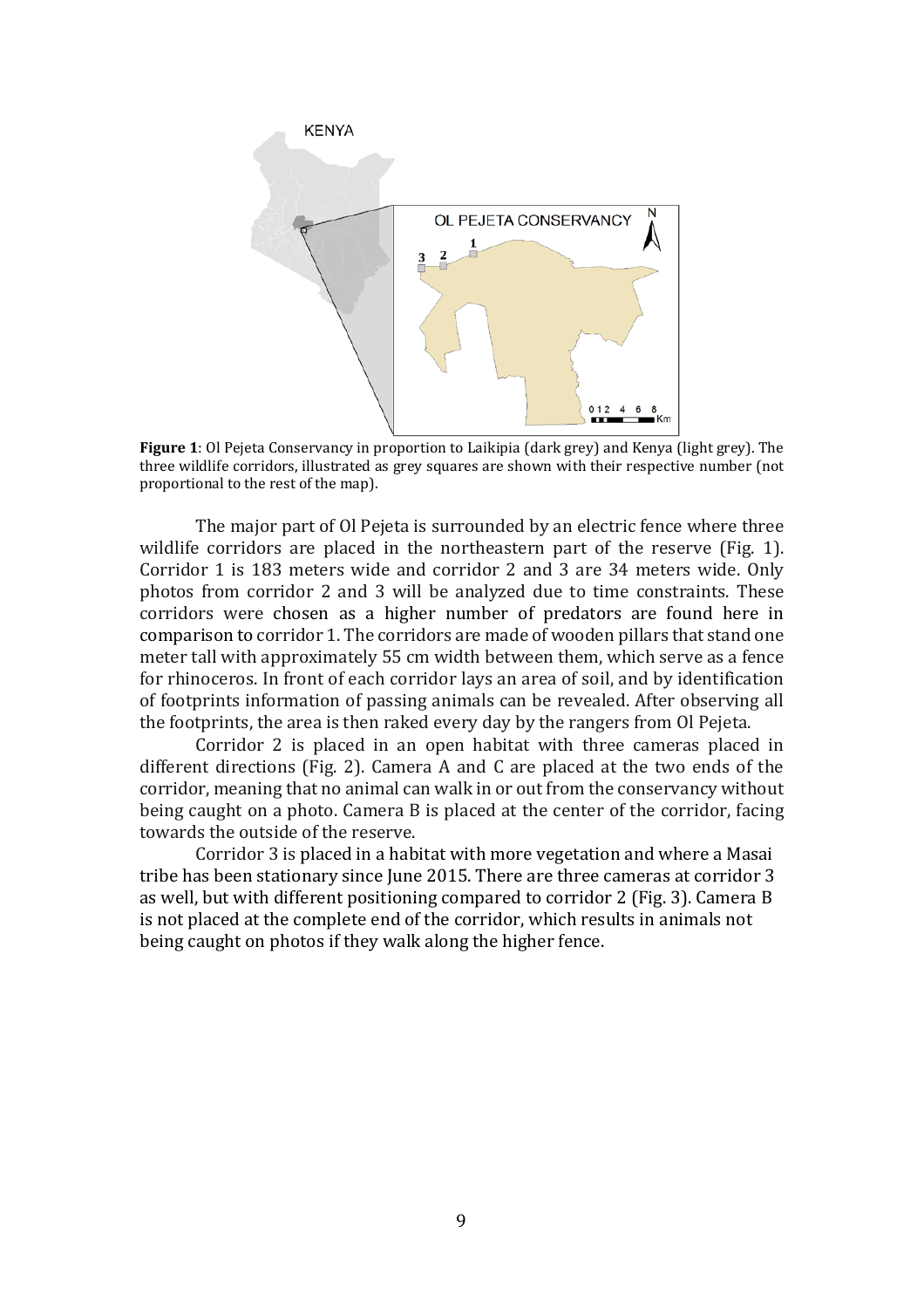**Figure 1**: Ol Pejeta Conservancy in proportion to Laikipia (dark grey) and Kenya (light grey). The three wildlife corridors, illustrated as grey squares are shown with their respective number (not proportional to the rest of the map).

The major part of Ol Pejeta is surrounded by an electric fence where three wildlife corridors are placed in the northeastern part of the reserve (Fig. 1). Corridor 1 is 183 meters wide and corridor 2 and 3 are 34 meters wide. Only photos from corridor 2 and 3 will be analyzed due to time constraints. These corridors were chosen as a higher number of predators are found here in comparison to corridor 1. The corridors are made of wooden pillars that stand one meter tall with approximately 55 cm width between them, which serve as a fence for rhinoceros. In front of each corridor lays an area of soil, and by identification of footprints information of passing animals can be revealed. After observing all the footprints, the area is then raked every day by the rangers from Ol Pejeta.

Corridor 2 is placed in an open habitat with three cameras placed in different directions (Fig. 2). Camera A and C are placed at the two ends of the corridor, meaning that no animal can walk in or out from the conservancy without being caught on a photo. Camera B is placed at the center of the corridor, facing towards the outside of the reserve.

Corridor 3 is placed in a habitat with more vegetation and where a Masai tribe has been stationary since June 2015. There are three cameras at corridor 3 as well, but with different positioning compared to corridor 2 (Fig. 3). Camera B is not placed at the complete end of the corridor, which results in animals not being caught on photos if they walk along the higher fence.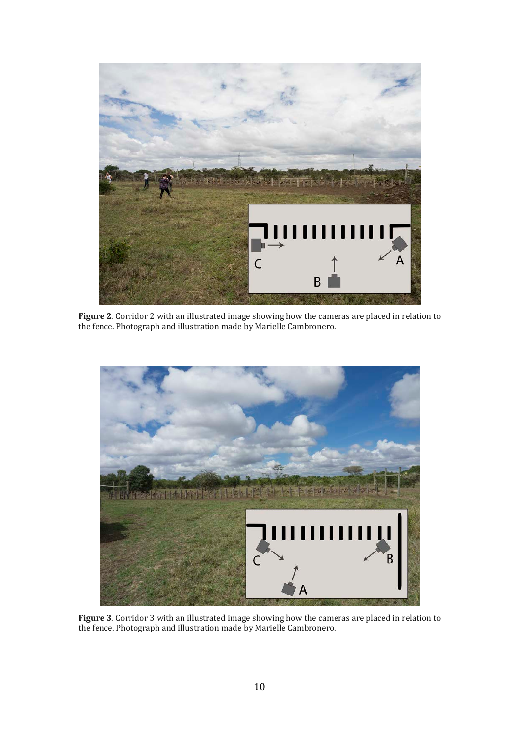**Figure 2**. Corridor 2 with an illustrated image showing how the cameras are placed in relation to the fence. Photograph and illustration made by Marielle Cambronero.

**Figure 3**. Corridor 3 with an illustrated image showing how the cameras are placed in relation to the fence. Photograph and illustration made by Marielle Cambronero.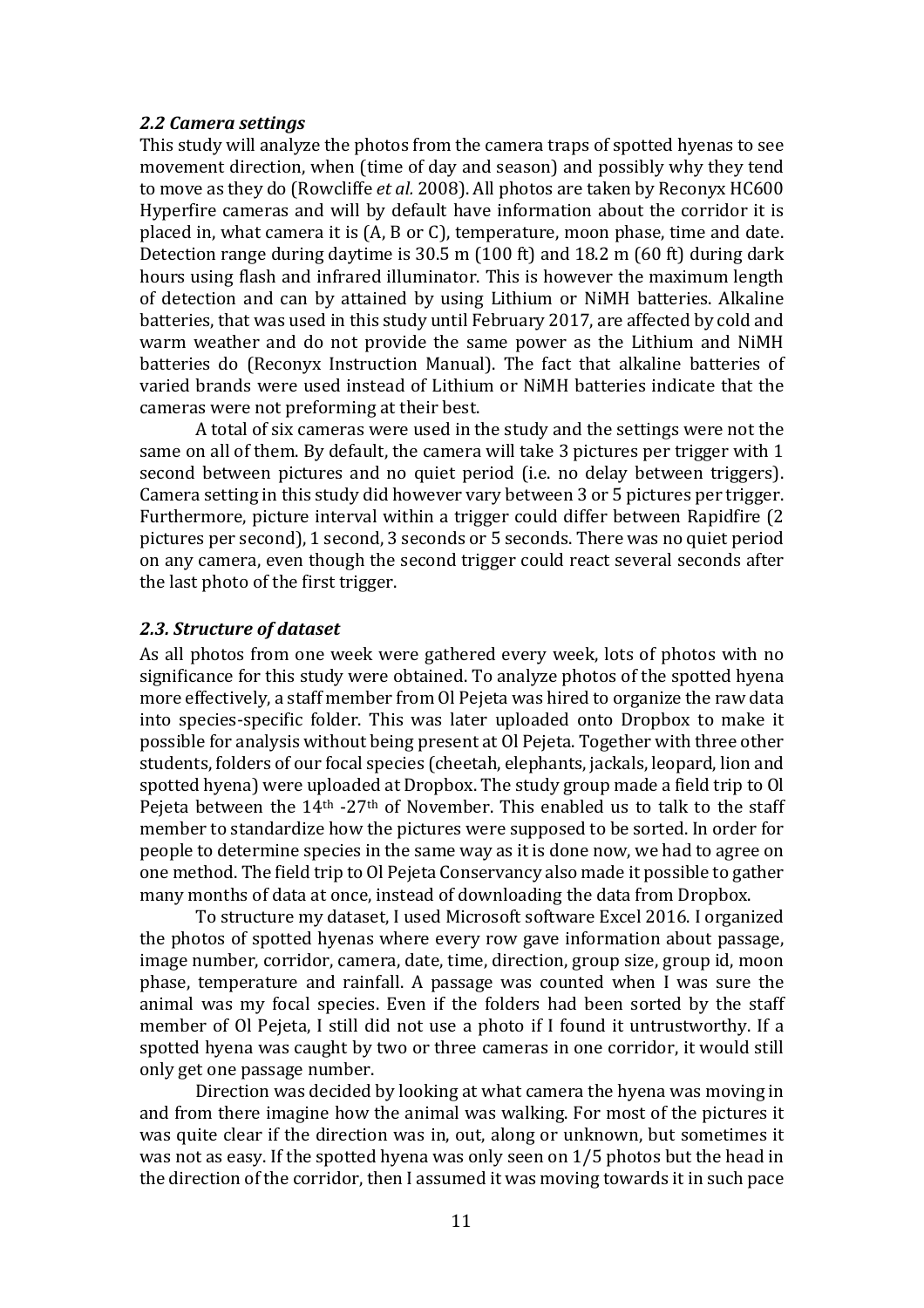### *2.2 Camera settings*

This study will analyze the photos from the camera traps of spotted hyenas to see movement direction, when (time of day and season) and possibly why they tend to move as they do (Rowcliffe *et al.* 2008). All photos are taken by Reconyx HC600 Hyperfire cameras and will by default have information about the corridor it is placed in, what camera it is (A, B or C), temperature, moon phase, time and date. Detection range during daytime is 30.5 m (100 ft) and 18.2 m (60 ft) during dark hours using flash and infrared illuminator. This is however the maximum length of detection and can by attained by using Lithium or NiMH batteries. Alkaline batteries, that was used in this study until February 2017, are affected by cold and warm weather and do not provide the same power as the Lithium and NiMH batteries do (Reconyx Instruction Manual). The fact that alkaline batteries of varied brands were used instead of Lithium or NiMH batteries indicate that the cameras were not preforming at their best.

A total of six cameras were used in the study and the settings were not the same on all of them. By default, the camera will take 3 pictures per trigger with 1 second between pictures and no quiet period (i.e. no delay between triggers). Camera setting in this study did however vary between 3 or 5 pictures per trigger. Furthermore, picture interval within a trigger could differ between Rapidfire (2 pictures per second), 1 second, 3 seconds or 5 seconds. There was no quiet period on any camera, even though the second trigger could react several seconds after the last photo of the first trigger.

### *2.3. Structure of dataset*

As all photos from one week were gathered every week, lots of photos with no significance for this study were obtained. To analyze photos of the spotted hyena more effectively, a staff member from Ol Pejeta was hired to organize the raw data into species-specific folder. This was later uploaded onto Dropbox to make it possible for analysis without being present at Ol Pejeta. Together with three other students, folders of our focal species (cheetah, elephants, jackals, leopard, lion and spotted hyena) were uploaded at Dropbox. The study group made a field trip to Ol Pejeta between the 14th -27th of November. This enabled us to talk to the staff member to standardize how the pictures were supposed to be sorted. In order for people to determine species in the same way as it is done now, we had to agree on one method. The field trip to Ol Pejeta Conservancy also made it possible to gather many months of data at once, instead of downloading the data from Dropbox.

To structure my dataset, I used Microsoft software Excel 2016. I organized the photos of spotted hyenas where every row gave information about passage, image number, corridor, camera, date, time, direction, group size, group id, moon phase, temperature and rainfall. A passage was counted when I was sure the animal was my focal species. Even if the folders had been sorted by the staff member of Ol Pejeta, I still did not use a photo if I found it untrustworthy. If a spotted hyena was caught by two or three cameras in one corridor, it would still only get one passage number.

Direction was decided by looking at what camera the hyena was moving in and from there imagine how the animal was walking. For most of the pictures it was quite clear if the direction was in, out, along or unknown, but sometimes it was not as easy. If the spotted hyena was only seen on 1/5 photos but the head in the direction of the corridor, then I assumed it was moving towards it in such pace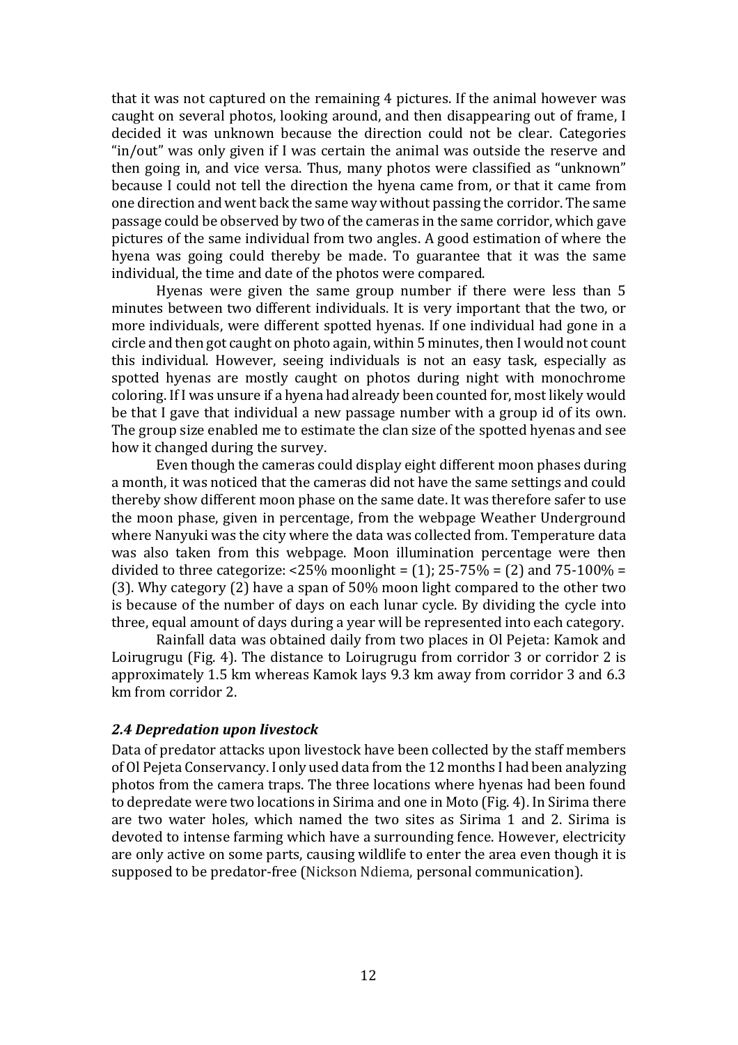that it was not captured on the remaining 4 pictures. If the animal however was caught on several photos, looking around, and then disappearing out of frame, I decided it was unknown because the direction could not be clear. Categories "in/out" was only given if I was certain the animal was outside the reserve and then going in, and vice versa. Thus, many photos were classified as "unknown" because I could not tell the direction the hyena came from, or that it came from one direction and went back the same way without passing the corridor. The same passage could be observed by two of the cameras in the same corridor, which gave pictures of the same individual from two angles. A good estimation of where the hyena was going could thereby be made. To guarantee that it was the same individual, the time and date of the photos were compared.

Hyenas were given the same group number if there were less than 5 minutes between two different individuals. It is very important that the two, or more individuals, were different spotted hyenas. If one individual had gone in a circle and then got caught on photo again, within 5 minutes, then I would not count this individual. However, seeing individuals is not an easy task, especially as spotted hyenas are mostly caught on photos during night with monochrome coloring. If I was unsure if a hyena had already been counted for, most likely would be that I gave that individual a new passage number with a group id of its own. The group size enabled me to estimate the clan size of the spotted hyenas and see how it changed during the survey.

Even though the cameras could display eight different moon phases during a month, it was noticed that the cameras did not have the same settings and could thereby show different moon phase on the same date. It was therefore safer to use the moon phase, given in percentage, from the webpage Weather Underground where Nanyuki was the city where the data was collected from. Temperature data was also taken from this webpage. Moon illumination percentage were then divided to three categorize: <25% moonlight = (1); 25-75% = (2) and 75-100% = (3). Why category (2) have a span of 50% moon light compared to the other two is because of the number of days on each lunar cycle. By dividing the cycle into three, equal amount of days during a year will be represented into each category.

Rainfall data was obtained daily from two places in Ol Pejeta: Kamok and Loirugrugu (Fig. 4). The distance to Loirugrugu from corridor 3 or corridor 2 is approximately 1.5 km whereas Kamok lays 9.3 km away from corridor 3 and 6.3 km from corridor 2.

### *2.4 Depredation upon livestock*

Data of predator attacks upon livestock have been collected by the staff members of Ol Pejeta Conservancy. I only used data from the 12 months I had been analyzing photos from the camera traps. The three locations where hyenas had been found to depredate were two locations in Sirima and one in Moto (Fig. 4). In Sirima there are two water holes, which named the two sites as Sirima 1 and 2. Sirima is devoted to intense farming which have a surrounding fence. However, electricity are only active on some parts, causing wildlife to enter the area even though it is supposed to be predator-free (Nickson Ndiema, personal communication).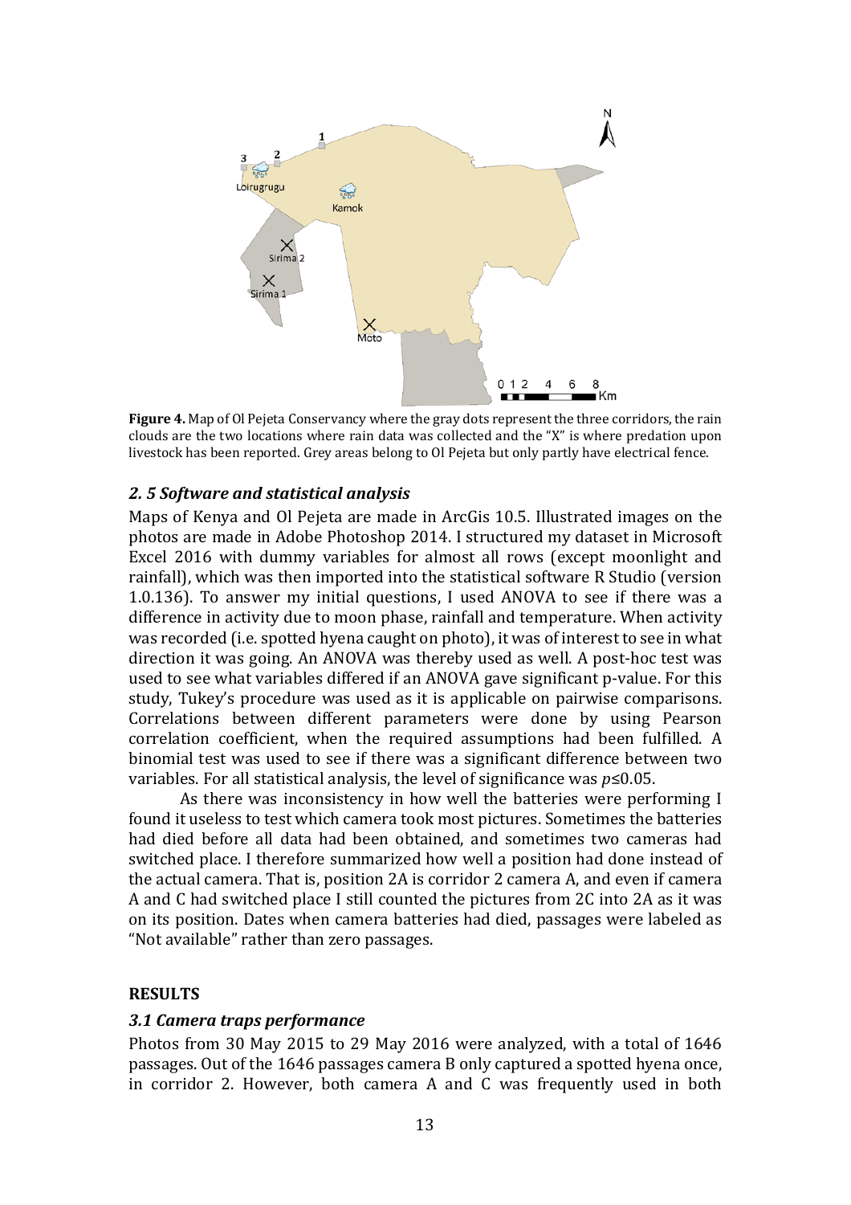**Figure 4.** Map of Ol Pejeta Conservancy where the gray dots represent the three corridors, the rain clouds are the two locations where rain data was collected and the "X" is where predation upon livestock has been reported. Grey areas belong to Ol Pejeta but only partly have electrical fence.

### *2. 5 Software and statistical analysis*

Maps of Kenya and Ol Pejeta are made in ArcGis 10.5. Illustrated images on the photos are made in Adobe Photoshop 2014. I structured my dataset in Microsoft Excel 2016 with dummy variables for almost all rows (except moonlight and rainfall), which was then imported into the statistical software R Studio (version 1.0.136). To answer my initial questions, I used ANOVA to see if there was a difference in activity due to moon phase, rainfall and temperature. When activity was recorded (i.e. spotted hyena caught on photo), it was of interest to see in what direction it was going. An ANOVA was thereby used as well. A post-hoc test was used to see what variables differed if an ANOVA gave significant p-value. For this study, Tukey's procedure was used as it is applicable on pairwise comparisons. Correlations between different parameters were done by using Pearson correlation coefficient, when the required assumptions had been fulfilled. A binomial test was used to see if there was a significant difference between two variables. For all statistical analysis, the level of significance was $p \leq 0.05$.

As there was inconsistency in how well the batteries were performing I found it useless to test which camera took most pictures. Sometimes the batteries had died before all data had been obtained, and sometimes two cameras had switched place. I therefore summarized how well a position had done instead of the actual camera. That is, position 2A is corridor 2 camera A, and even if camera A and C had switched place I still counted the pictures from 2C into 2A as it was on its position. Dates when camera batteries had died, passages were labeled as "Not available" rather than zero passages.

## RESULTS

### *3.1 Camera traps performance*

Photos from 30 May 2015 to 29 May 2016 were analyzed, with a total of 1646 passages. Out of the 1646 passages camera B only captured a spotted hyena once, in corridor 2. However, both camera A and C was frequently used in both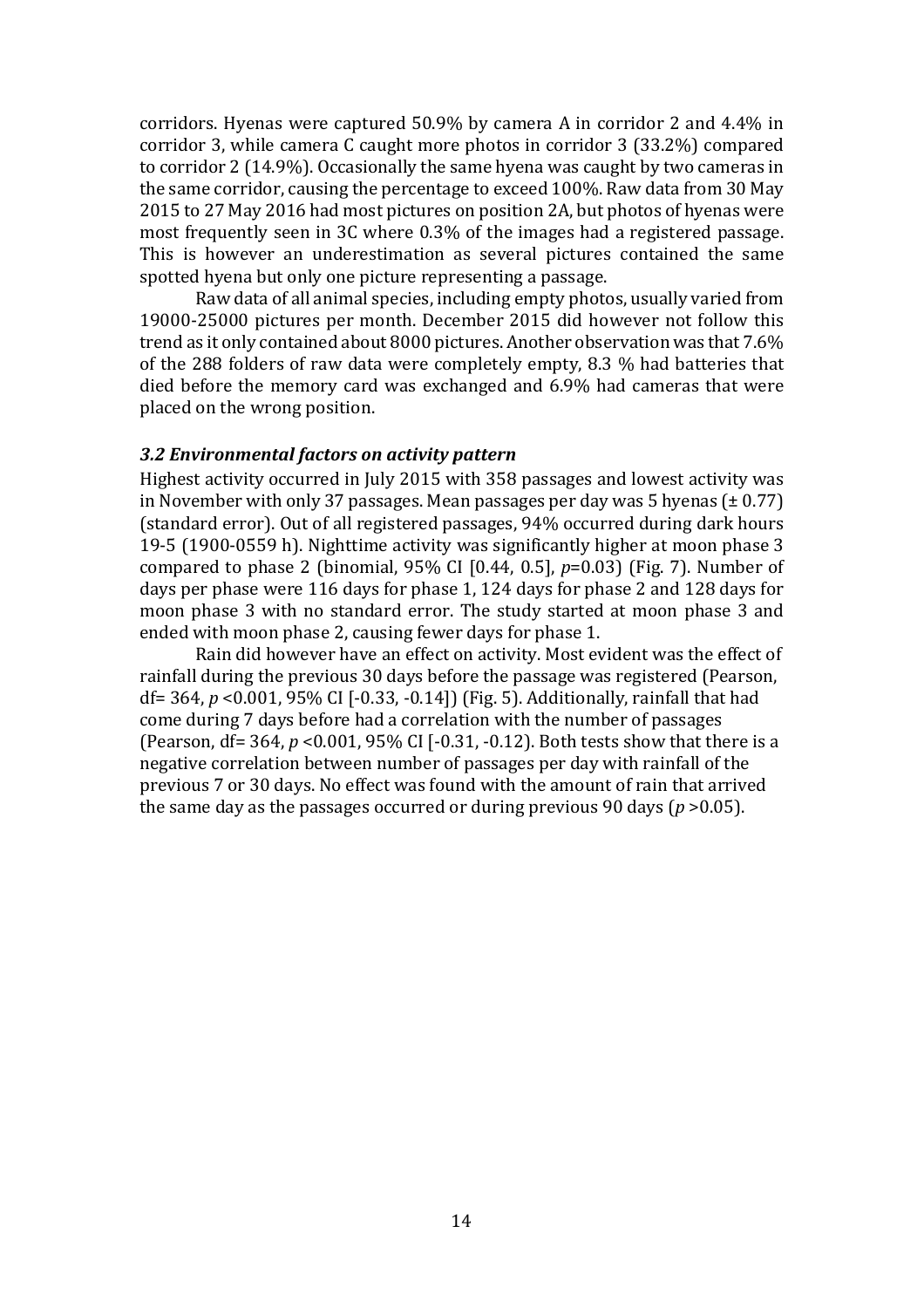corridors. Hyenas were captured 50.9% by camera A in corridor 2 and 4.4% in corridor 3, while camera C caught more photos in corridor 3 (33.2%) compared to corridor 2 (14.9%). Occasionally the same hyena was caught by two cameras in the same corridor, causing the percentage to exceed 100%. Raw data from 30 May 2015 to 27 May 2016 had most pictures on position 2A, but photos of hyenas were most frequently seen in 3C where 0.3% of the images had a registered passage. This is however an underestimation as several pictures contained the same spotted hyena but only one picture representing a passage.

Raw data of all animal species, including empty photos, usually varied from 19000-25000 pictures per month. December 2015 did however not follow this trend as it only contained about 8000 pictures. Another observation was that 7.6% of the 288 folders of raw data were completely empty, 8.3 % had batteries that died before the memory card was exchanged and 6.9% had cameras that were placed on the wrong position.

### *3.2 Environmental factors on activity pattern*

Highest activity occurred in July 2015 with 358 passages and lowest activity was in November with only 37 passages. Mean passages per day was 5 hyenas (± 0.77) (standard error). Out of all registered passages, 94% occurred during dark hours 19-5 (1900-0559 h). Nighttime activity was significantly higher at moon phase 3 compared to phase 2 (binomial, 95% CI [0.44, 0.5], $p$=0.03) (Fig. 7). Number of days per phase were 116 days for phase 1, 124 days for phase 2 and 128 days for moon phase 3 with no standard error. The study started at moon phase 3 and ended with moon phase 2, causing fewer days for phase 1.

Rain did however have an effect on activity. Most evident was the effect of rainfall during the previous 30 days before the passage was registered (Pearson, df= 364, $p$ <0.001, 95% CI [-0.33, -0.14]) (Fig. 5). Additionally, rainfall that had come during 7 days before had a correlation with the number of passages (Pearson, df= 364, $p$ <0.001, 95% CI [-0.31, -0.12). Both tests show that there is a negative correlation between number of passages per day with rainfall of the previous 7 or 30 days. No effect was found with the amount of rain that arrived the same day as the passages occurred or during previous 90 days ($p$ >0.05).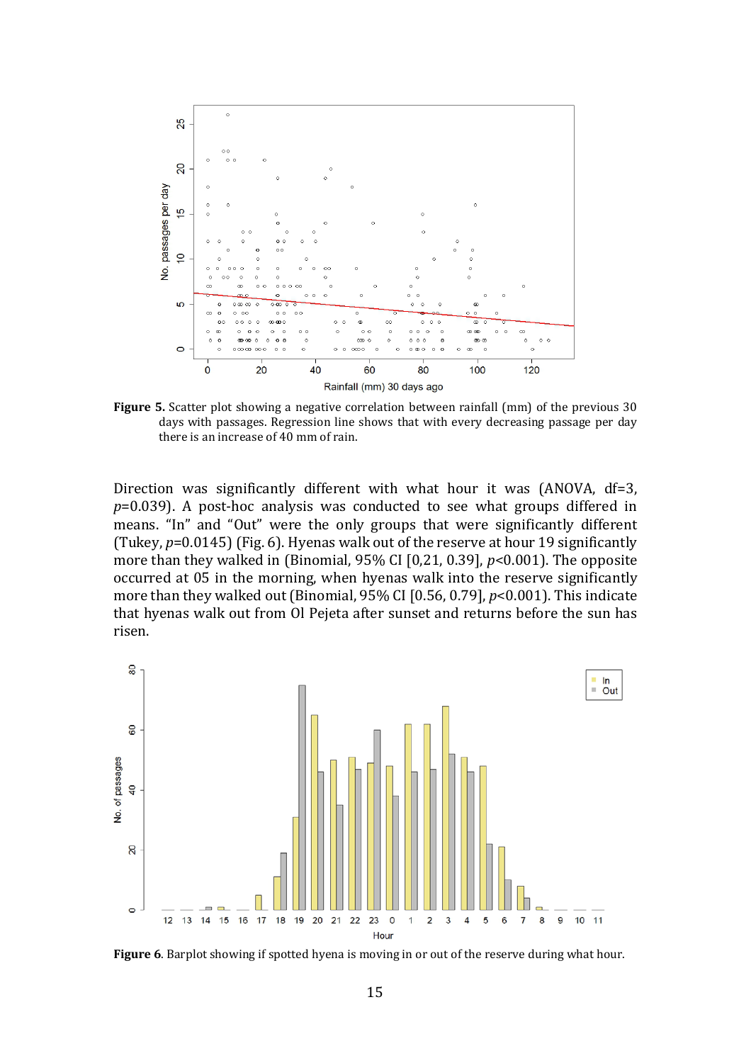**Figure 5.** Scatter plot showing a negative correlation between rainfall (mm) of the previous 30 days with passages. Regression line shows that with every decreasing passage per day there is an increase of 40 mm of rain.

Direction was significantly different with what hour it was (ANOVA, df=3, *p*=0.039). A post-hoc analysis was conducted to see what groups differed in means. "In" and "Out" were the only groups that were significantly different (Tukey, *p*=0.0145) (Fig. 6). Hyenas walk out of the reserve at hour 19 significantly more than they walked in (Binomial, 95% CI [0,21, 0.39], *p*<0.001). The opposite occurred at 05 in the morning, when hyenas walk into the reserve significantly more than they walked out (Binomial, 95% CI [0.56, 0.79], *p*<0.001). This indicate that hyenas walk out from Ol Pejeta after sunset and returns before the sun has risen.

**Figure 6**. Barplot showing if spotted hyena is moving in or out of the reserve during what hour.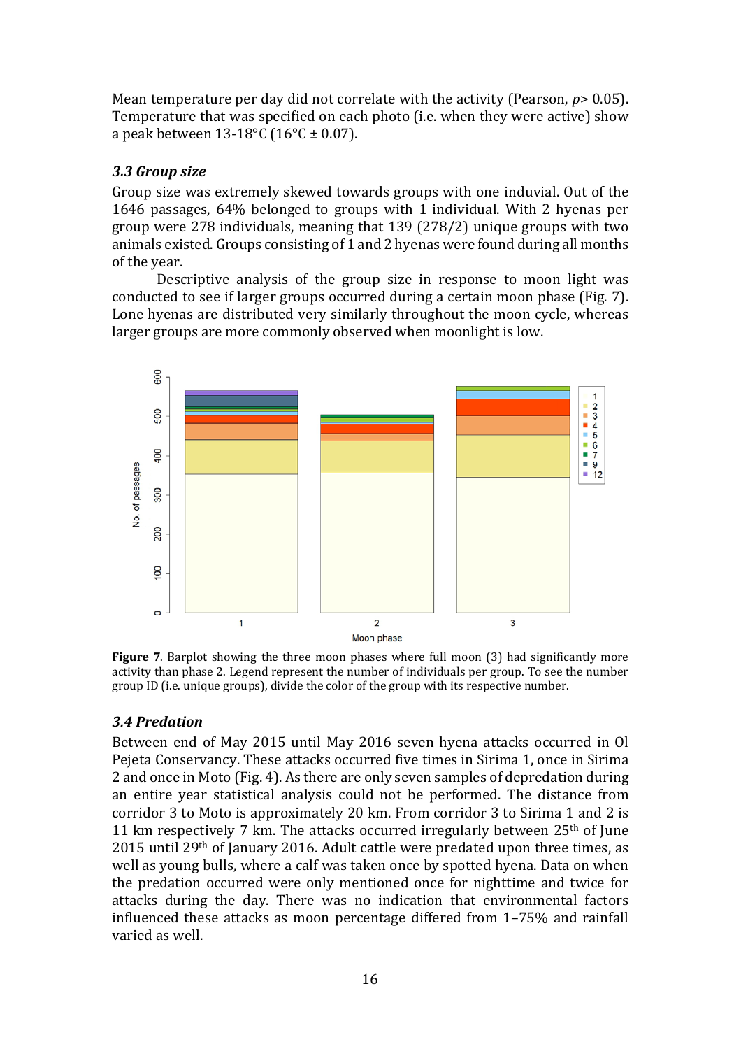Mean temperature per day did not correlate with the activity (Pearson, $p > 0.05$). Temperature that was specified on each photo (i.e. when they were active) show a peak between 13-18°C (16°C ± 0.07).

### *3.3 Group size*

Group size was extremely skewed towards groups with one induvial. Out of the 1646 passages, 64% belonged to groups with 1 individual. With 2 hyenas per group were 278 individuals, meaning that 139 (278/2) unique groups with two animals existed. Groups consisting of 1 and 2 hyenas were found during all months of the year.

Descriptive analysis of the group size in response to moon light was conducted to see if larger groups occurred during a certain moon phase (Fig. 7). Lone hyenas are distributed very similarly throughout the moon cycle, whereas larger groups are more commonly observed when moonlight is low.

**Figure 7**. Barplot showing the three moon phases where full moon (3) had significantly more activity than phase 2. Legend represent the number of individuals per group. To see the number group ID (i.e. unique groups), divide the color of the group with its respective number.

### *3.4 Predation*

Between end of May 2015 until May 2016 seven hyena attacks occurred in Ol Pejeta Conservancy. These attacks occurred five times in Sirima 1, once in Sirima 2 and once in Moto (Fig. 4). As there are only seven samples of depredation during an entire year statistical analysis could not be performed. The distance from corridor 3 to Moto is approximately 20 km. From corridor 3 to Sirima 1 and 2 is 11 km respectively 7 km. The attacks occurred irregularly between 25th of June 2015 until 29th of January 2016. Adult cattle were predated upon three times, as well as young bulls, where a calf was taken once by spotted hyena. Data on when the predation occurred were only mentioned once for nighttime and twice for attacks during the day. There was no indication that environmental factors influenced these attacks as moon percentage differed from 1–75% and rainfall varied as well.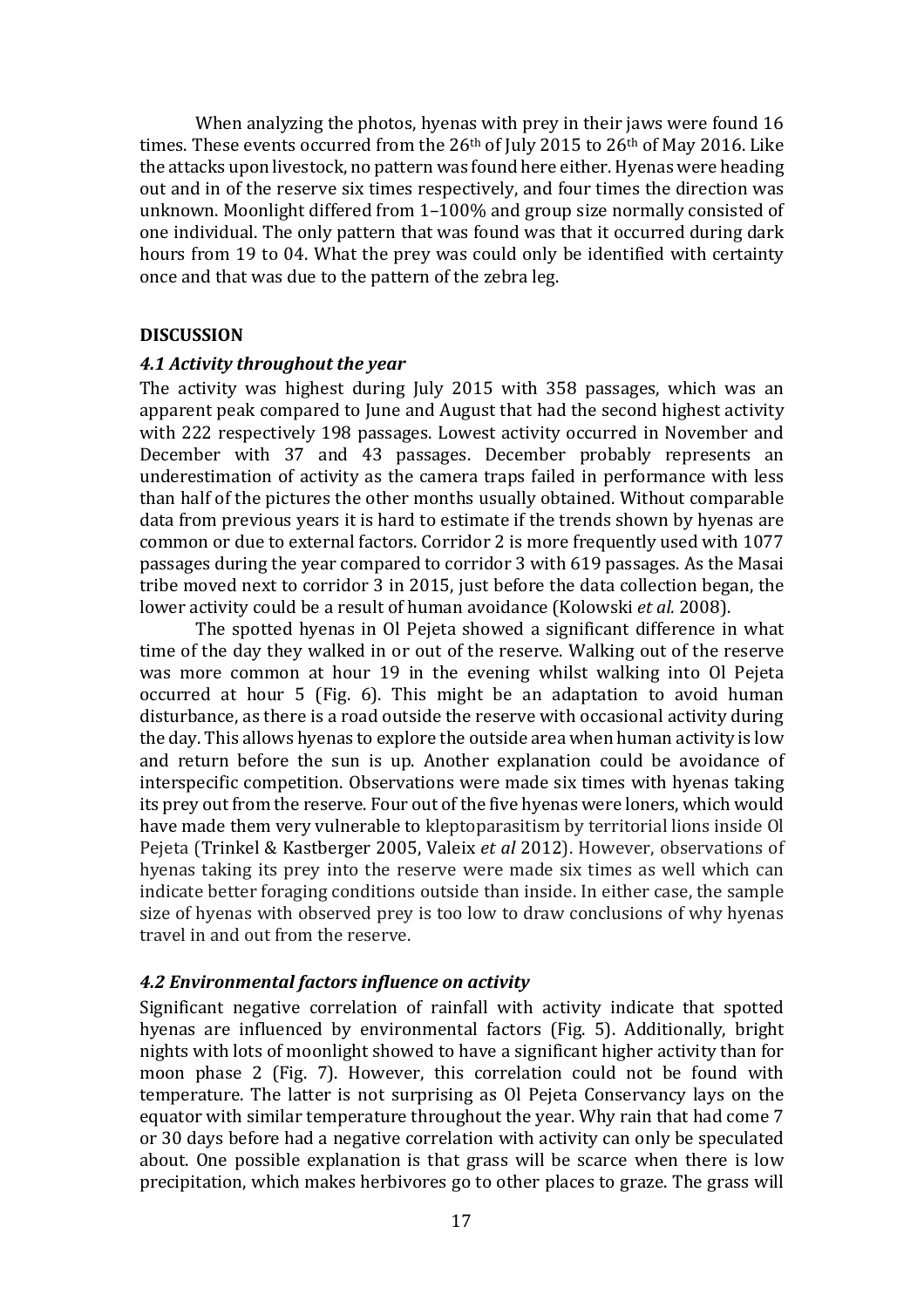When analyzing the photos, hyenas with prey in their jaws were found 16 times. These events occurred from the 26th of July 2015 to 26th of May 2016. Like the attacks upon livestock, no pattern was found here either. Hyenas were heading out and in of the reserve six times respectively, and four times the direction was unknown. Moonlight differed from 1–100% and group size normally consisted of one individual. The only pattern that was found was that it occurred during dark hours from 19 to 04. What the prey was could only be identified with certainty once and that was due to the pattern of the zebra leg.

## DISCUSSION

### *4.1 Activity throughout the year*

The activity was highest during July 2015 with 358 passages, which was an apparent peak compared to June and August that had the second highest activity with 222 respectively 198 passages. Lowest activity occurred in November and December with 37 and 43 passages. December probably represents an underestimation of activity as the camera traps failed in performance with less than half of the pictures the other months usually obtained. Without comparable data from previous years it is hard to estimate if the trends shown by hyenas are common or due to external factors. Corridor 2 is more frequently used with 1077 passages during the year compared to corridor 3 with 619 passages. As the Masai tribe moved next to corridor 3 in 2015, just before the data collection began, the lower activity could be a result of human avoidance (Kolowski *et al.* 2008).

The spotted hyenas in Ol Pejeta showed a significant difference in what time of the day they walked in or out of the reserve. Walking out of the reserve was more common at hour 19 in the evening whilst walking into Ol Pejeta occurred at hour 5 (Fig. 6). This might be an adaptation to avoid human disturbance, as there is a road outside the reserve with occasional activity during the day. This allows hyenas to explore the outside area when human activity is low and return before the sun is up. Another explanation could be avoidance of interspecific competition. Observations were made six times with hyenas taking its prey out from the reserve. Four out of the five hyenas were loners, which would have made them very vulnerable to kleptoparasitism by territorial lions inside Ol Pejeta (Trinkel & Kastberger 2005, Valeix *et al* 2012). However, observations of hyenas taking its prey into the reserve were made six times as well which can indicate better foraging conditions outside than inside. In either case, the sample size of hyenas with observed prey is too low to draw conclusions of why hyenas travel in and out from the reserve.

### *4.2 Environmental factors influence on activity*

Significant negative correlation of rainfall with activity indicate that spotted hyenas are influenced by environmental factors (Fig. 5). Additionally, bright nights with lots of moonlight showed to have a significant higher activity than for moon phase 2 (Fig. 7). However, this correlation could not be found with temperature. The latter is not surprising as Ol Pejeta Conservancy lays on the equator with similar temperature throughout the year. Why rain that had come 7 or 30 days before had a negative correlation with activity can only be speculated about. One possible explanation is that grass will be scarce when there is low precipitation, which makes herbivores go to other places to graze. The grass will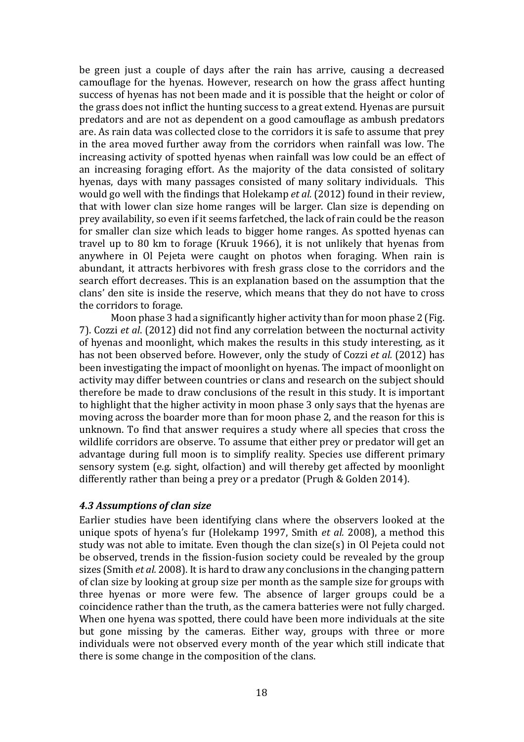be green just a couple of days after the rain has arrive, causing a decreased camouflage for the hyenas. However, research on how the grass affect hunting success of hyenas has not been made and it is possible that the height or color of the grass does not inflict the hunting success to a great extend. Hyenas are pursuit predators and are not as dependent on a good camouflage as ambush predators are. As rain data was collected close to the corridors it is safe to assume that prey in the area moved further away from the corridors when rainfall was low. The increasing activity of spotted hyenas when rainfall was low could be an effect of an increasing foraging effort. As the majority of the data consisted of solitary hyenas, days with many passages consisted of many solitary individuals. This would go well with the findings that Holekamp *et al.* (2012) found in their review, that with lower clan size home ranges will be larger. Clan size is depending on prey availability, so even if it seems farfetched, the lack of rain could be the reason for smaller clan size which leads to bigger home ranges. As spotted hyenas can travel up to 80 km to forage (Kruuk 1966), it is not unlikely that hyenas from anywhere in Ol Pejeta were caught on photos when foraging. When rain is abundant, it attracts herbivores with fresh grass close to the corridors and the search effort decreases. This is an explanation based on the assumption that the clans' den site is inside the reserve, which means that they do not have to cross the corridors to forage.

Moon phase 3 had a significantly higher activity than for moon phase 2 (Fig. 7). Cozzi *et al*. (2012) did not find any correlation between the nocturnal activity of hyenas and moonlight, which makes the results in this study interesting, as it has not been observed before. However, only the study of Cozzi *et al.* (2012) has been investigating the impact of moonlight on hyenas. The impact of moonlight on activity may differ between countries or clans and research on the subject should therefore be made to draw conclusions of the result in this study. It is important to highlight that the higher activity in moon phase 3 only says that the hyenas are moving across the boarder more than for moon phase 2, and the reason for this is unknown. To find that answer requires a study where all species that cross the wildlife corridors are observe. To assume that either prey or predator will get an advantage during full moon is to simplify reality. Species use different primary sensory system (e.g. sight, olfaction) and will thereby get affected by moonlight differently rather than being a prey or a predator (Prugh & Golden 2014).

### *4.3 Assumptions of clan size*

Earlier studies have been identifying clans where the observers looked at the unique spots of hyena's fur (Holekamp 1997, Smith *et al.* 2008), a method this study was not able to imitate. Even though the clan size(s) in Ol Pejeta could not be observed, trends in the fission-fusion society could be revealed by the group sizes (Smith *et al.* 2008). It is hard to draw any conclusions in the changing pattern of clan size by looking at group size per month as the sample size for groups with three hyenas or more were few. The absence of larger groups could be a coincidence rather than the truth, as the camera batteries were not fully charged. When one hyena was spotted, there could have been more individuals at the site but gone missing by the cameras. Either way, groups with three or more individuals were not observed every month of the year which still indicate that there is some change in the composition of the clans.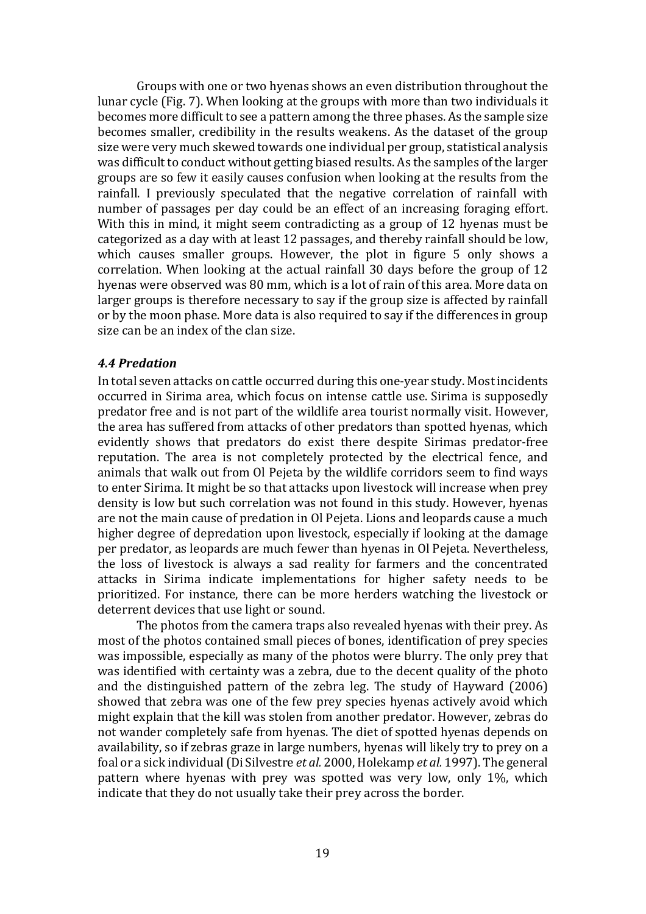Groups with one or two hyenas shows an even distribution throughout the lunar cycle (Fig. 7). When looking at the groups with more than two individuals it becomes more difficult to see a pattern among the three phases. As the sample size becomes smaller, credibility in the results weakens. As the dataset of the group size were very much skewed towards one individual per group, statistical analysis was difficult to conduct without getting biased results. As the samples of the larger groups are so few it easily causes confusion when looking at the results from the rainfall. I previously speculated that the negative correlation of rainfall with number of passages per day could be an effect of an increasing foraging effort. With this in mind, it might seem contradicting as a group of 12 hyenas must be categorized as a day with at least 12 passages, and thereby rainfall should be low, which causes smaller groups. However, the plot in figure 5 only shows a correlation. When looking at the actual rainfall 30 days before the group of 12 hyenas were observed was 80 mm, which is a lot of rain of this area. More data on larger groups is therefore necessary to say if the group size is affected by rainfall or by the moon phase. More data is also required to say if the differences in group size can be an index of the clan size.

### *4.4 Predation*

In total seven attacks on cattle occurred during this one-year study. Most incidents occurred in Sirima area, which focus on intense cattle use. Sirima is supposedly predator free and is not part of the wildlife area tourist normally visit. However, the area has suffered from attacks of other predators than spotted hyenas, which evidently shows that predators do exist there despite Sirimas predator-free reputation. The area is not completely protected by the electrical fence, and animals that walk out from Ol Pejeta by the wildlife corridors seem to find ways to enter Sirima. It might be so that attacks upon livestock will increase when prey density is low but such correlation was not found in this study. However, hyenas are not the main cause of predation in Ol Pejeta. Lions and leopards cause a much higher degree of depredation upon livestock, especially if looking at the damage per predator, as leopards are much fewer than hyenas in Ol Pejeta. Nevertheless, the loss of livestock is always a sad reality for farmers and the concentrated attacks in Sirima indicate implementations for higher safety needs to be prioritized. For instance, there can be more herders watching the livestock or deterrent devices that use light or sound.

The photos from the camera traps also revealed hyenas with their prey. As most of the photos contained small pieces of bones, identification of prey species was impossible, especially as many of the photos were blurry. The only prey that was identified with certainty was a zebra, due to the decent quality of the photo and the distinguished pattern of the zebra leg. The study of Hayward (2006) showed that zebra was one of the few prey species hyenas actively avoid which might explain that the kill was stolen from another predator. However, zebras do not wander completely safe from hyenas. The diet of spotted hyenas depends on availability, so if zebras graze in large numbers, hyenas will likely try to prey on a foal or a sick individual (Di Silvestre *et al.* 2000, Holekamp *et al.* 1997). The general pattern where hyenas with prey was spotted was very low, only 1%, which indicate that they do not usually take their prey across the border.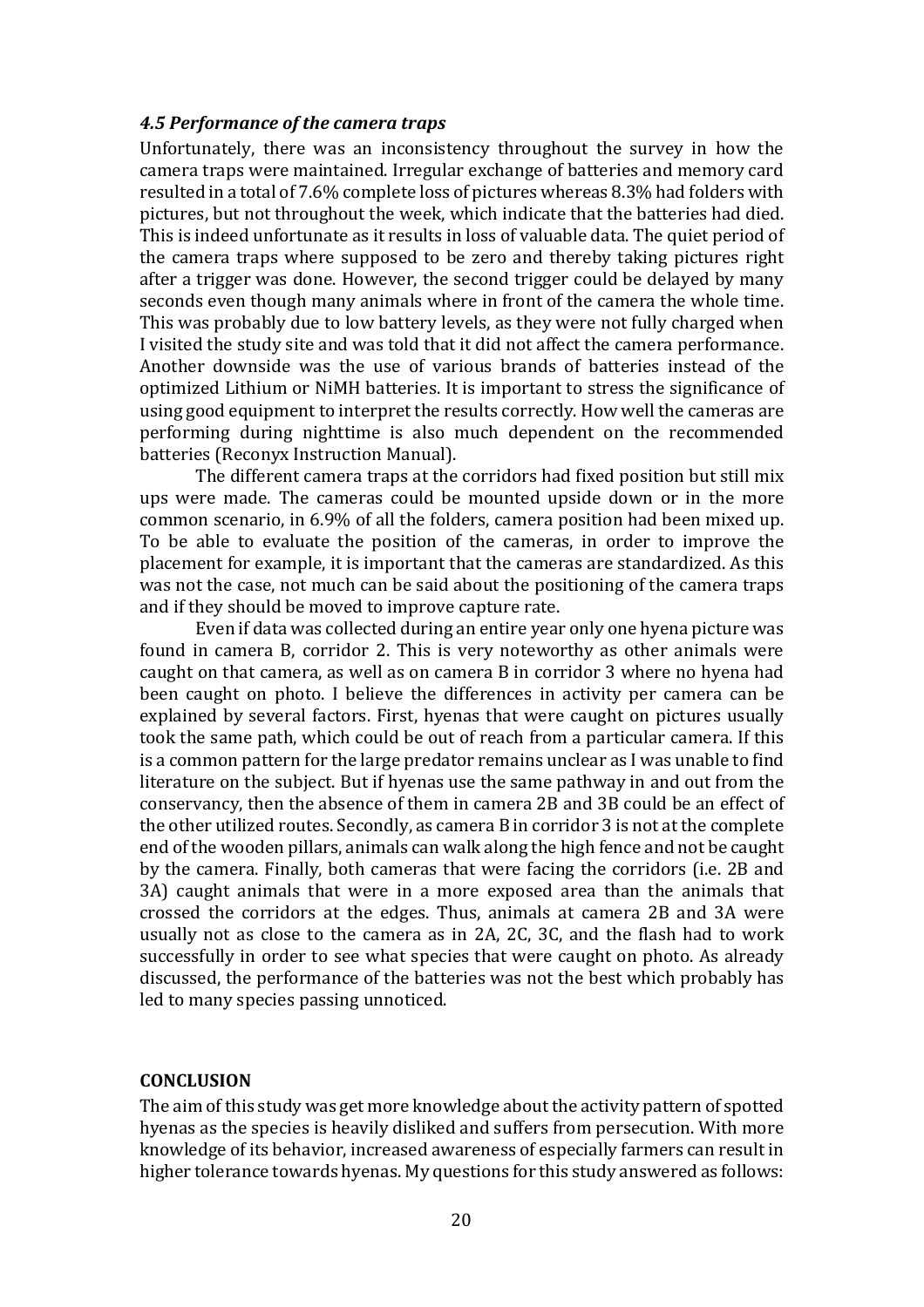### *4.5 Performance of the camera traps*

Unfortunately, there was an inconsistency throughout the survey in how the camera traps were maintained. Irregular exchange of batteries and memory card resulted in a total of 7.6% complete loss of pictures whereas 8.3% had folders with pictures, but not throughout the week, which indicate that the batteries had died. This is indeed unfortunate as it results in loss of valuable data. The quiet period of the camera traps where supposed to be zero and thereby taking pictures right after a trigger was done. However, the second trigger could be delayed by many seconds even though many animals where in front of the camera the whole time. This was probably due to low battery levels, as they were not fully charged when I visited the study site and was told that it did not affect the camera performance. Another downside was the use of various brands of batteries instead of the optimized Lithium or NiMH batteries. It is important to stress the significance of using good equipment to interpret the results correctly. How well the cameras are performing during nighttime is also much dependent on the recommended batteries (Reconyx Instruction Manual).

The different camera traps at the corridors had fixed position but still mix ups were made. The cameras could be mounted upside down or in the more common scenario, in 6.9% of all the folders, camera position had been mixed up. To be able to evaluate the position of the cameras, in order to improve the placement for example, it is important that the cameras are standardized. As this was not the case, not much can be said about the positioning of the camera traps and if they should be moved to improve capture rate.

Even if data was collected during an entire year only one hyena picture was found in camera B, corridor 2. This is very noteworthy as other animals were caught on that camera, as well as on camera B in corridor 3 where no hyena had been caught on photo. I believe the differences in activity per camera can be explained by several factors. First, hyenas that were caught on pictures usually took the same path, which could be out of reach from a particular camera. If this is a common pattern for the large predator remains unclear as I was unable to find literature on the subject. But if hyenas use the same pathway in and out from the conservancy, then the absence of them in camera 2B and 3B could be an effect of the other utilized routes. Secondly, as camera B in corridor 3 is not at the complete end of the wooden pillars, animals can walk along the high fence and not be caught by the camera. Finally, both cameras that were facing the corridors (i.e. 2B and 3A) caught animals that were in a more exposed area than the animals that crossed the corridors at the edges. Thus, animals at camera 2B and 3A were usually not as close to the camera as in 2A, 2C, 3C, and the flash had to work successfully in order to see what species that were caught on photo. As already discussed, the performance of the batteries was not the best which probably has led to many species passing unnoticed.

## CONCLUSION

The aim of this study was get more knowledge about the activity pattern of spotted hyenas as the species is heavily disliked and suffers from persecution. With more knowledge of its behavior, increased awareness of especially farmers can result in higher tolerance towards hyenas. My questions for this study answered as follows: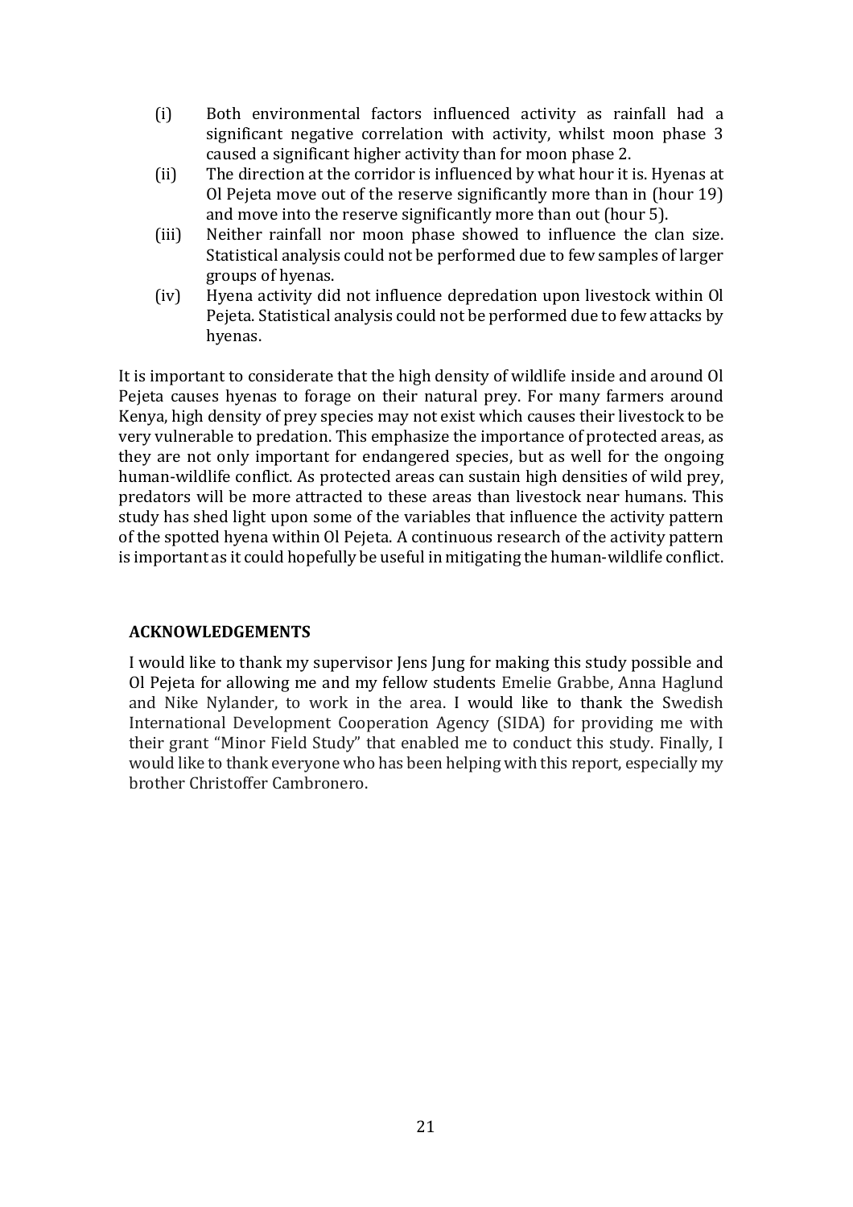(i) Both environmental factors influenced activity as rainfall had a significant negative correlation with activity, whilst moon phase 3 caused a significant higher activity than for moon phase 2.
(ii) The direction at the corridor is influenced by what hour it is. Hyenas at Ol Pejeta move out of the reserve significantly more than in (hour 19) and move into the reserve significantly more than out (hour 5).
(iii) Neither rainfall nor moon phase showed to influence the clan size. Statistical analysis could not be performed due to few samples of larger groups of hyenas.
(iv) Hyena activity did not influence depredation upon livestock within Ol Pejeta. Statistical analysis could not be performed due to few attacks by hyenas.

It is important to considerate that the high density of wildlife inside and around Ol Pejeta causes hyenas to forage on their natural prey. For many farmers around Kenya, high density of prey species may not exist which causes their livestock to be very vulnerable to predation. This emphasize the importance of protected areas, as they are not only important for endangered species, but as well for the ongoing human-wildlife conflict. As protected areas can sustain high densities of wild prey, predators will be more attracted to these areas than livestock near humans. This study has shed light upon some of the variables that influence the activity pattern of the spotted hyena within Ol Pejeta. A continuous research of the activity pattern is important as it could hopefully be useful in mitigating the human-wildlife conflict.

## ACKNOWLEDGEMENTS

I would like to thank my supervisor Jens Jung for making this study possible and Ol Pejeta for allowing me and my fellow students Emelie Grabbe, Anna Haglund and Nike Nylander, to work in the area. I would like to thank the Swedish International Development Cooperation Agency (SIDA) for providing me with their grant "Minor Field Study" that enabled me to conduct this study. Finally, I would like to thank everyone who has been helping with this report, especially my brother Christoffer Cambronero.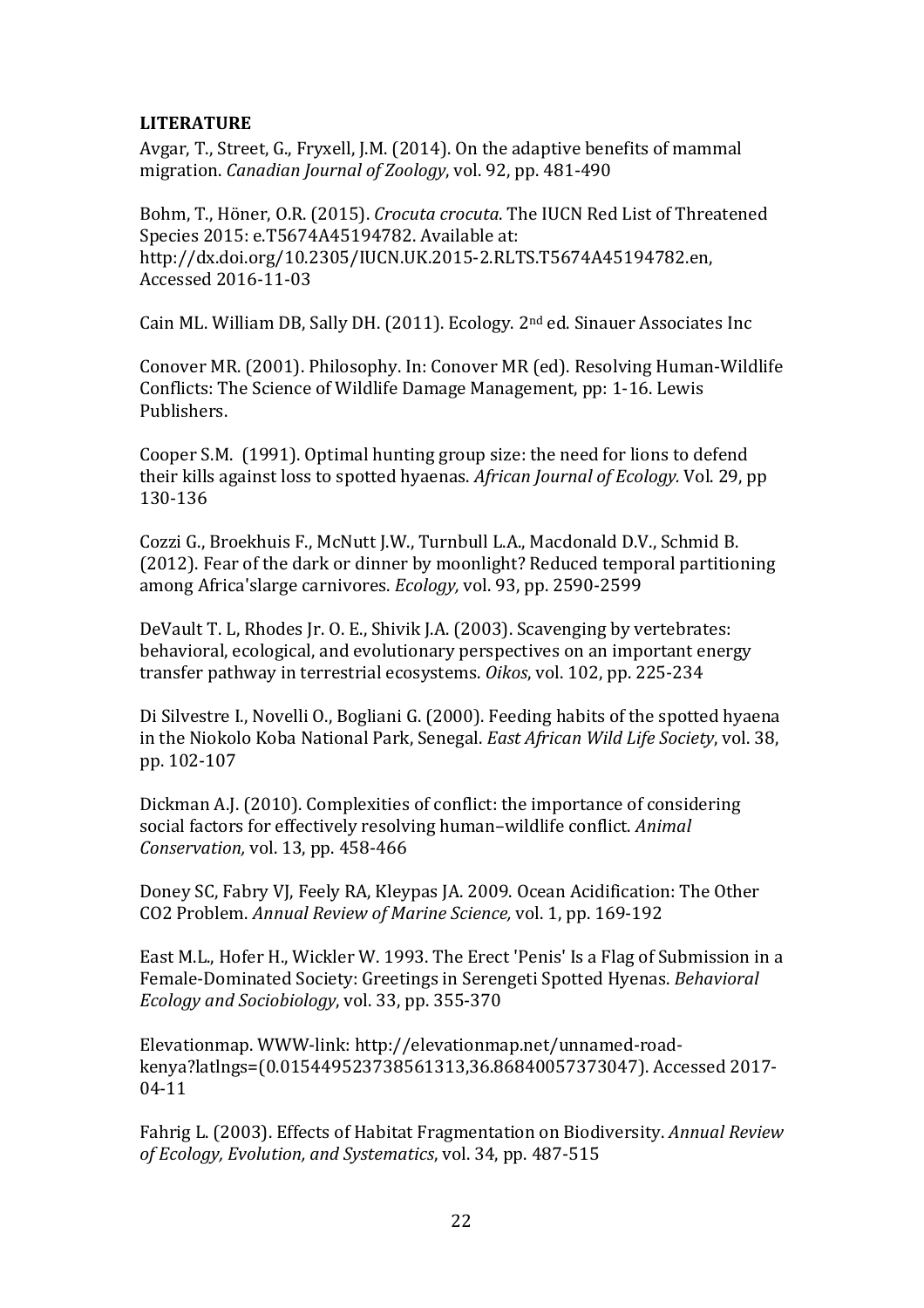**LITERATURE**

Avgar, T., Street, G., Fryxell, J.M. (2014). On the adaptive benefits of mammal migration. *Canadian Journal of Zoology*, vol. 92, pp. 481-490

Bohm, T., Höner, O.R. (2015). *Crocuta crocuta*. The IUCN Red List of Threatened Species 2015: e.T5674A45194782. Available at: http://dx.doi.org/10.2305/IUCN.UK.2015-2.RLTS.T5674A45194782.en, Accessed 2016-11-03

Cain ML. William DB, Sally DH. (2011). Ecology. 2nd ed. Sinauer Associates Inc

Conover MR. (2001). Philosophy. In: Conover MR (ed). Resolving Human-Wildlife Conflicts: The Science of Wildlife Damage Management, pp: 1-16. Lewis Publishers.

Cooper S.M. (1991). Optimal hunting group size: the need for lions to defend their kills against loss to spotted hyaenas. *African Journal of Ecology.* Vol. 29, pp 130-136

Cozzi G., Broekhuis F., McNutt J.W., Turnbull L.A., Macdonald D.V., Schmid B. (2012). Fear of the dark or dinner by moonlight? Reduced temporal partitioning among Africa'slarge carnivores. *Ecology,* vol. 93, pp. 2590-2599

DeVault T. L, Rhodes Jr. O. E., Shivik J.A. (2003). Scavenging by vertebrates: behavioral, ecological, and evolutionary perspectives on an important energy transfer pathway in terrestrial ecosystems. *Oikos*, vol. 102, pp. 225-234

Di Silvestre I., Novelli O., Bogliani G. (2000). Feeding habits of the spotted hyaena in the Niokolo Koba National Park, Senegal. *East African Wild Life Society*, vol. 38, pp. 102-107

Dickman A.J. (2010). Complexities of conflict: the importance of considering social factors for effectively resolving human–wildlife conflict. *Animal Conservation,* vol. 13, pp. 458-466

Doney SC, Fabry VJ, Feely RA, Kleypas JA. 2009. Ocean Acidification: The Other CO2 Problem. *Annual Review of Marine Science,* vol. 1, pp. 169-192

East M.L., Hofer H., Wickler W. 1993. The Erect 'Penis' Is a Flag of Submission in a Female-Dominated Society: Greetings in Serengeti Spotted Hyenas. *Behavioral Ecology and Sociobiology*, vol. 33, pp. 355-370

Elevationmap. WWW-link: http://elevationmap.net/unnamed-road-kenya?latlngs=(0.015449523738561313,36.86840057373047). Accessed 2017-04-11

Fahrig L. (2003). Effects of Habitat Fragmentation on Biodiversity. *Annual Review of Ecology, Evolution, and Systematics*, vol. 34, pp. 487-515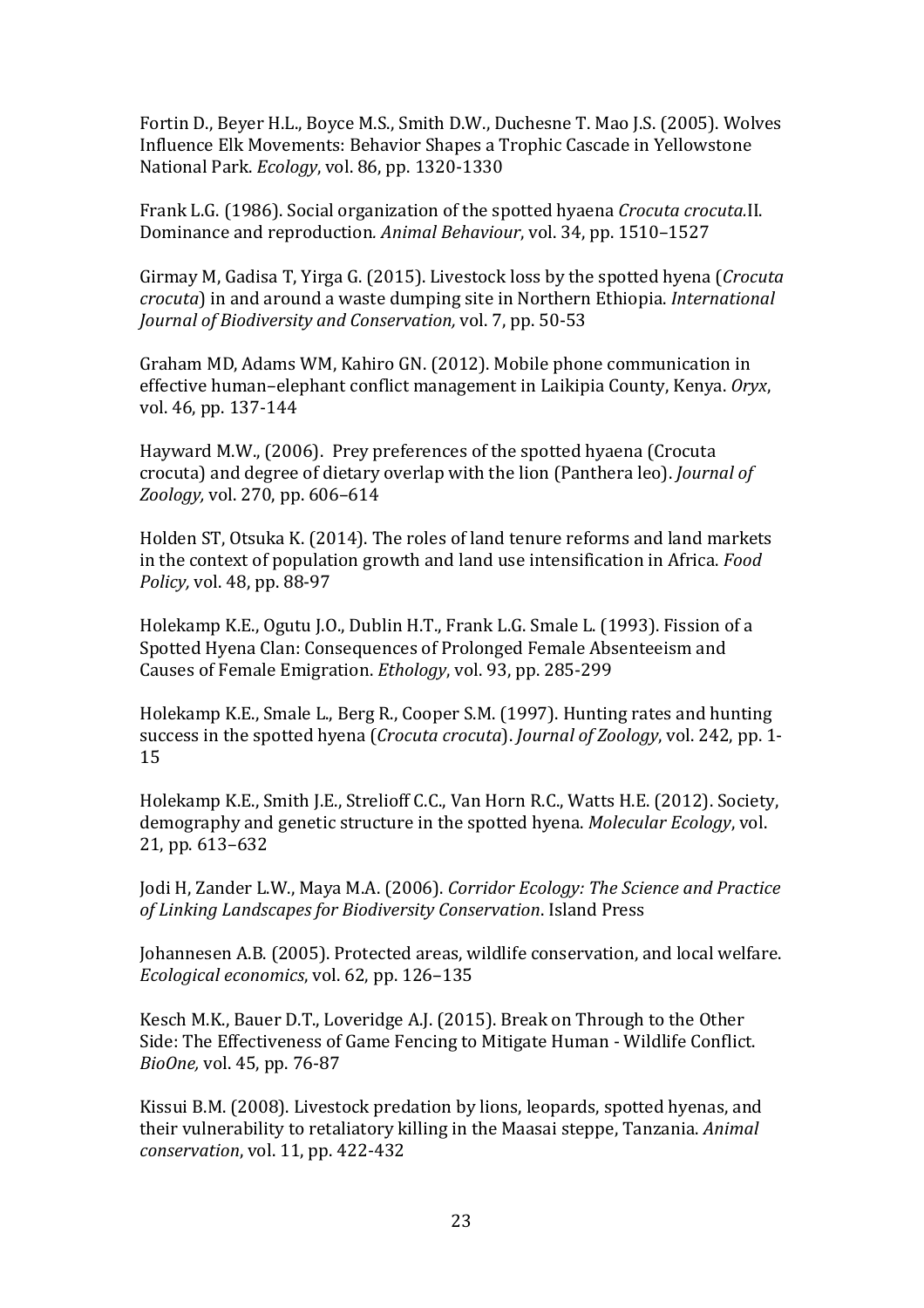Fortin D., Beyer H.L., Boyce M.S., Smith D.W., Duchesne T. Mao J.S. (2005). Wolves Influence Elk Movements: Behavior Shapes a Trophic Cascade in Yellowstone National Park. *Ecology*, vol. 86, pp. 1320-1330

Frank L.G. (1986). Social organization of the spotted hyaena *Crocuta crocuta.*II. Dominance and reproduction*. Animal Behaviour*, vol. 34, pp. 1510–1527

Girmay M, Gadisa T, Yirga G. (2015). Livestock loss by the spotted hyena (*Crocuta crocuta*) in and around a waste dumping site in Northern Ethiopia. *International Journal of Biodiversity and Conservation,* vol. 7, pp. 50-53

Graham MD, Adams WM, Kahiro GN. (2012). Mobile phone communication in effective human–elephant conflict management in Laikipia County, Kenya. *Oryx*, vol. 46, pp. 137-144

Hayward M.W., (2006). Prey preferences of the spotted hyaena (Crocuta crocuta) and degree of dietary overlap with the lion (Panthera leo). *Journal of Zoology,* vol. 270, pp. 606–614

Holden ST, Otsuka K. (2014). The roles of land tenure reforms and land markets in the context of population growth and land use intensification in Africa. *Food Policy,* vol. 48, pp. 88-97

Holekamp K.E., Ogutu J.O., Dublin H.T., Frank L.G. Smale L. (1993). Fission of a Spotted Hyena Clan: Consequences of Prolonged Female Absenteeism and Causes of Female Emigration. *Ethology*, vol. 93, pp. 285-299

Holekamp K.E., Smale L., Berg R., Cooper S.M. (1997). Hunting rates and hunting success in the spotted hyena (*Crocuta crocuta*). *Journal of Zoology*, vol. 242, pp. 1-15

Holekamp K.E., Smith J.E., Strelioff C.C., Van Horn R.C., Watts H.E. (2012). Society, demography and genetic structure in the spotted hyena. *Molecular Ecology*, vol. 21, pp. 613–632

Jodi H, Zander L.W., Maya M.A. (2006). *Corridor Ecology: The Science and Practice of Linking Landscapes for Biodiversity Conservation*. Island Press

Johannesen A.B. (2005). Protected areas, wildlife conservation, and local welfare. *Ecological economics*, vol. 62, pp. 126–135

Kesch M.K., Bauer D.T., Loveridge A.J. (2015). Break on Through to the Other Side: The Effectiveness of Game Fencing to Mitigate Human - Wildlife Conflict. *BioOne,* vol. 45, pp. 76-87

Kissui B.M. (2008). Livestock predation by lions, leopards, spotted hyenas, and their vulnerability to retaliatory killing in the Maasai steppe, Tanzania. *Animal conservation*, vol. 11, pp. 422-432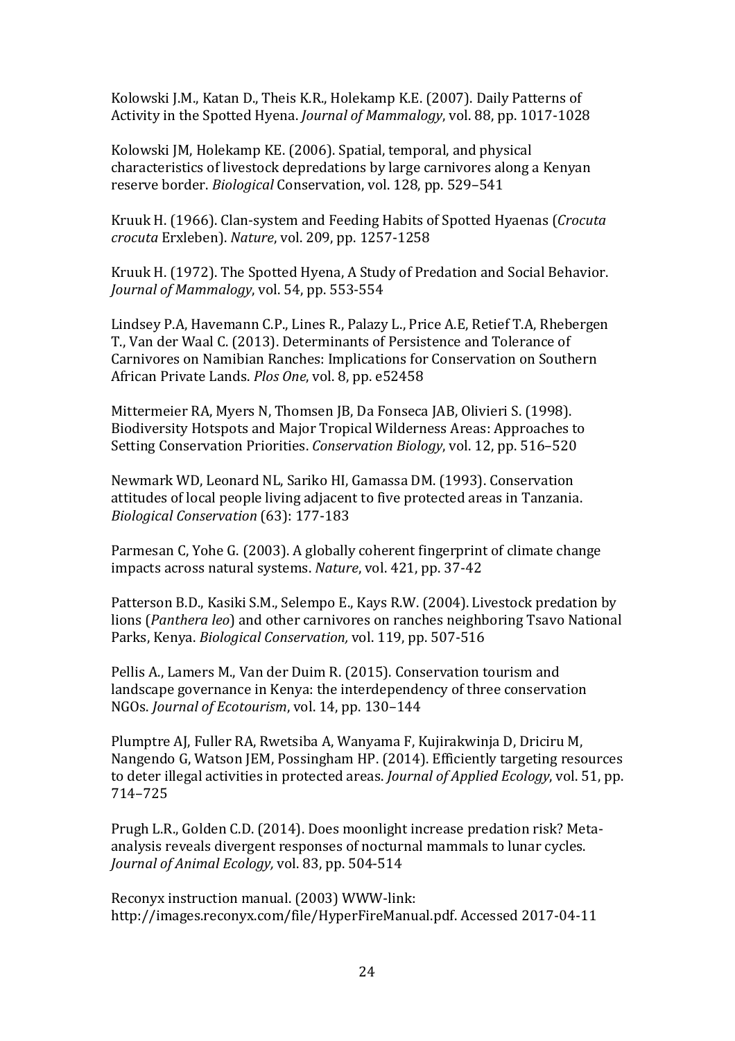Kolowski J.M., Katan D., Theis K.R., Holekamp K.E. (2007). Daily Patterns of Activity in the Spotted Hyena. *Journal of Mammalogy*, vol. 88, pp. 1017-1028

Kolowski JM, Holekamp KE. (2006). Spatial, temporal, and physical characteristics of livestock depredations by large carnivores along a Kenyan reserve border. *Biological* Conservation, vol. 128, pp. 529–541

Kruuk H. (1966). Clan-system and Feeding Habits of Spotted Hyaenas (*Crocuta crocuta* Erxleben). *Nature*, vol. 209, pp. 1257-1258

Kruuk H. (1972). The Spotted Hyena, A Study of Predation and Social Behavior. *Journal of Mammalogy*, vol. 54, pp. 553-554

Lindsey P.A, Havemann C.P., Lines R., Palazy L., Price A.E, Retief T.A, Rhebergen T., Van der Waal C. (2013). Determinants of Persistence and Tolerance of Carnivores on Namibian Ranches: Implications for Conservation on Southern African Private Lands. *Plos One*, vol. 8, pp. e52458

Mittermeier RA, Myers N, Thomsen JB, Da Fonseca JAB, Olivieri S. (1998). Biodiversity Hotspots and Major Tropical Wilderness Areas: Approaches to Setting Conservation Priorities. *Conservation Biology*, vol. 12, pp. 516–520

Newmark WD, Leonard NL, Sariko HI, Gamassa DM. (1993). Conservation attitudes of local people living adjacent to five protected areas in Tanzania. *Biological Conservation* (63): 177-183

Parmesan C, Yohe G. (2003). A globally coherent fingerprint of climate change impacts across natural systems. *Nature*, vol. 421, pp. 37-42

Patterson B.D., Kasiki S.M., Selempo E., Kays R.W. (2004). Livestock predation by lions (*Panthera leo*) and other carnivores on ranches neighboring Tsavo National Parks, Kenya. *Biological Conservation,* vol. 119, pp. 507-516

Pellis A., Lamers M., Van der Duim R. (2015). Conservation tourism and landscape governance in Kenya: the interdependency of three conservation NGOs. *Journal of Ecotourism*, vol. 14, pp. 130–144

Plumptre AJ, Fuller RA, Rwetsiba A, Wanyama F, Kujirakwinja D, Driciru M, Nangendo G, Watson JEM, Possingham HP. (2014). Efficiently targeting resources to deter illegal activities in protected areas. *Journal of Applied Ecology*, vol. 51, pp. 714–725

Prugh L.R., Golden C.D. (2014). Does moonlight increase predation risk? Meta-analysis reveals divergent responses of nocturnal mammals to lunar cycles. *Journal of Animal Ecology,* vol. 83, pp. 504-514

Reconyx instruction manual. (2003) WWW-link: http://images.reconyx.com/file/HyperFireManual.pdf. Accessed 2017-04-11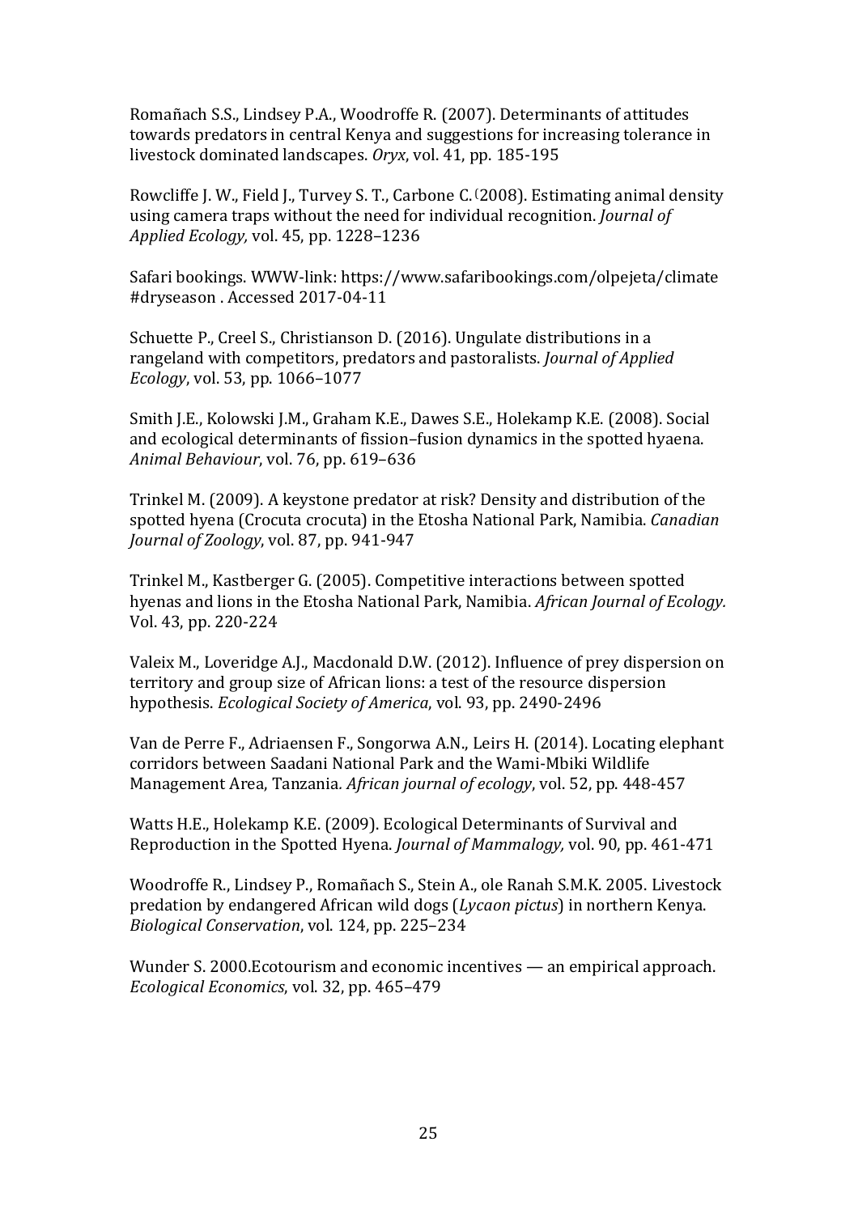Romañach S.S., Lindsey P.A., Woodroffe R. (2007). Determinants of attitudes towards predators in central Kenya and suggestions for increasing tolerance in livestock dominated landscapes. *Oryx*, vol. 41, pp. 185-195

Rowcliffe J. W., Field J., Turvey S. T., Carbone C. (2008). Estimating animal density using camera traps without the need for individual recognition. *Journal of Applied Ecology,* vol. 45, pp. 1228–1236

Safari bookings. WWW-link: https://www.safaribookings.com/olpejeta/climate #dryseason . Accessed 2017-04-11

Schuette P., Creel S., Christianson D. (2016). Ungulate distributions in a rangeland with competitors, predators and pastoralists. *Journal of Applied Ecology*, vol. 53, pp. 1066–1077

Smith J.E., Kolowski J.M., Graham K.E., Dawes S.E., Holekamp K.E. (2008). Social and ecological determinants of fission–fusion dynamics in the spotted hyaena. *Animal Behaviour*, vol. 76, pp. 619–636

Trinkel M. (2009). A keystone predator at risk? Density and distribution of the spotted hyena (Crocuta crocuta) in the Etosha National Park, Namibia. *Canadian Journal of Zoology*, vol. 87, pp. 941-947

Trinkel M., Kastberger G. (2005). Competitive interactions between spotted hyenas and lions in the Etosha National Park, Namibia. *African Journal of Ecology.* Vol. 43, pp. 220-224

Valeix M., Loveridge A.J., Macdonald D.W. (2012). Influence of prey dispersion on territory and group size of African lions: a test of the resource dispersion hypothesis. *Ecological Society of America*, vol. 93, pp. 2490-2496

Van de Perre F., Adriaensen F., Songorwa A.N., Leirs H. (2014). Locating elephant corridors between Saadani National Park and the Wami-Mbiki Wildlife Management Area, Tanzania*. African journal of ecology*, vol. 52, pp. 448-457

Watts H.E., Holekamp K.E. (2009). Ecological Determinants of Survival and Reproduction in the Spotted Hyena. *Journal of Mammalogy,* vol. 90, pp. 461-471

Woodroffe R., Lindsey P., Romañach S., Stein A., ole Ranah S.M.K. 2005. Livestock predation by endangered African wild dogs (*Lycaon pictus*) in northern Kenya. *Biological Conservation*, vol. 124, pp. 225–234

Wunder S. 2000.Ecotourism and economic incentives — an empirical approach. *Ecological Economics*, vol. 32, pp. 465–479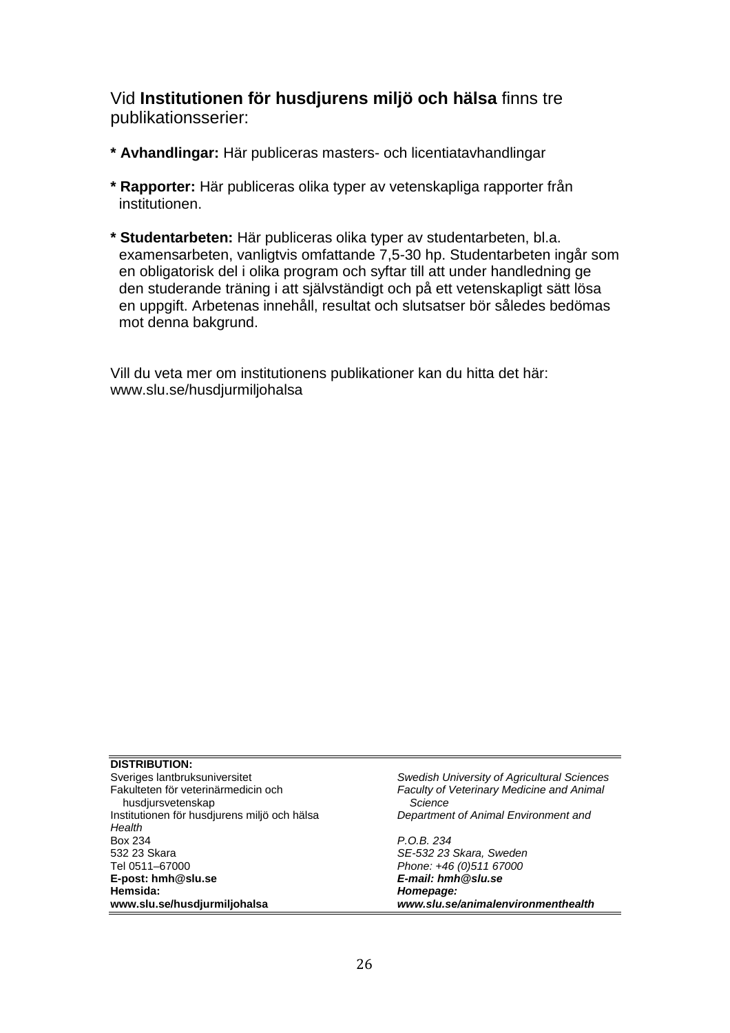Vid **Institutionen för husdjurens miljö och hälsa** finns tre publikationsserier:

* **Avhandlingar:** Här publiceras masters- och licentiatavhandlingar

* **Rapporter:** Här publiceras olika typer av vetenskapliga rapporter från institutionen.

* **Studentarbeten:** Här publiceras olika typer av studentarbeten, bl.a. examensarbeten, vanligtvis omfattande 7,5-30 hp. Studentarbeten ingår som en obligatorisk del i olika program och syftar till att under handledning ge den studerande träning i att självständigt och på ett vetenskapligt sätt lösa en uppgift. Arbetenas innehåll, resultat och slutsatser bör således bedömas mot denna bakgrund.

Vill du veta mer om institutionens publikationer kan du hitta det här: www.slu.se/husdjurmiljohalsa

| **DISTRIBUTION:** | |
|---|---|
| Sveriges lantbruksuniversitet | *Swedish University of Agricultural Sciences* |
| Fakulteten för veterinärmedicin och husdjursvetenskap | *Faculty of Veterinary Medicine and Animal Science* |
| Institutionen för husdjurens miljö och hälsa | *Department of Animal Environment and Health* |
| Box 234 | *P.O.B. 234* |
| 532 23 Skara | *SE-532 23 Skara, Sweden* |
| Tel 0511–67000 | *Phone: +46 (0)511 67000* |
| **E-post: hmh@slu.se** | ***E-mail: hmh@slu.se*** |
| **Hemsida:** | ***Homepage:*** |
| **www.slu.se/husdjurmiljohalsa** | ***www.slu.se/animalenvironmenthealth*** |